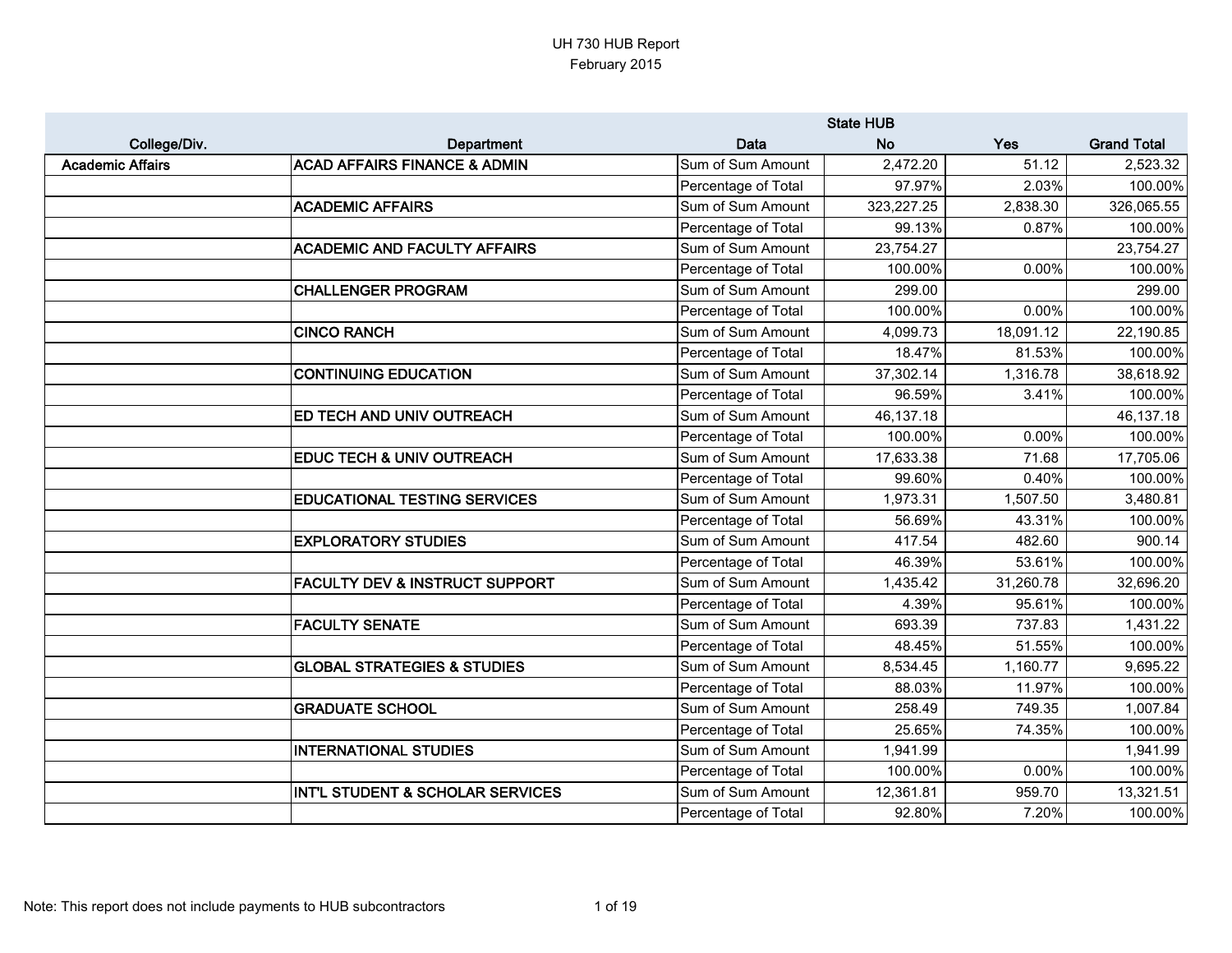# UH 730 HUB Report

February 2015

| College/Div. | Department | Data | State HUB No | Yes | Grand Total |
|---|---|---|---|---|---|
| Academic Affairs | ACAD AFFAIRS FINANCE & ADMIN | Sum of Sum Amount | 2,472.20 | 51.12 | 2,523.32 |
| | | Percentage of Total | 97.97% | 2.03% | 100.00% |
| | ACADEMIC AFFAIRS | Sum of Sum Amount | 323,227.25 | 2,838.30 | 326,065.55 |
| | | Percentage of Total | 99.13% | 0.87% | 100.00% |
| | ACADEMIC AND FACULTY AFFAIRS | Sum of Sum Amount | 23,754.27 | | 23,754.27 |
| | | Percentage of Total | 100.00% | 0.00% | 100.00% |
| | CHALLENGER PROGRAM | Sum of Sum Amount | 299.00 | | 299.00 |
| | | Percentage of Total | 100.00% | 0.00% | 100.00% |
| | CINCO RANCH | Sum of Sum Amount | 4,099.73 | 18,091.12 | 22,190.85 |
| | | Percentage of Total | 18.47% | 81.53% | 100.00% |
| | CONTINUING EDUCATION | Sum of Sum Amount | 37,302.14 | 1,316.78 | 38,618.92 |
| | | Percentage of Total | 96.59% | 3.41% | 100.00% |
| | ED TECH AND UNIV OUTREACH | Sum of Sum Amount | 46,137.18 | | 46,137.18 |
| | | Percentage of Total | 100.00% | 0.00% | 100.00% |
| | EDUC TECH & UNIV OUTREACH | Sum of Sum Amount | 17,633.38 | 71.68 | 17,705.06 |
| | | Percentage of Total | 99.60% | 0.40% | 100.00% |
| | EDUCATIONAL TESTING SERVICES | Sum of Sum Amount | 1,973.31 | 1,507.50 | 3,480.81 |
| | | Percentage of Total | 56.69% | 43.31% | 100.00% |
| | EXPLORATORY STUDIES | Sum of Sum Amount | 417.54 | 482.60 | 900.14 |
| | | Percentage of Total | 46.39% | 53.61% | 100.00% |
| | FACULTY DEV & INSTRUCT SUPPORT | Sum of Sum Amount | 1,435.42 | 31,260.78 | 32,696.20 |
| | | Percentage of Total | 4.39% | 95.61% | 100.00% |
| | FACULTY SENATE | Sum of Sum Amount | 693.39 | 737.83 | 1,431.22 |
| | | Percentage of Total | 48.45% | 51.55% | 100.00% |
| | GLOBAL STRATEGIES & STUDIES | Sum of Sum Amount | 8,534.45 | 1,160.77 | 9,695.22 |
| | | Percentage of Total | 88.03% | 11.97% | 100.00% |
| | GRADUATE SCHOOL | Sum of Sum Amount | 258.49 | 749.35 | 1,007.84 |
| | | Percentage of Total | 25.65% | 74.35% | 100.00% |
| | INTERNATIONAL STUDIES | Sum of Sum Amount | 1,941.99 | | 1,941.99 |
| | | Percentage of Total | 100.00% | 0.00% | 100.00% |
| | INT'L STUDENT & SCHOLAR SERVICES | Sum of Sum Amount | 12,361.81 | 959.70 | 13,321.51 |
| | | Percentage of Total | 92.80% | 7.20% | 100.00% |

Note: This report does not include payments to HUB subcontractors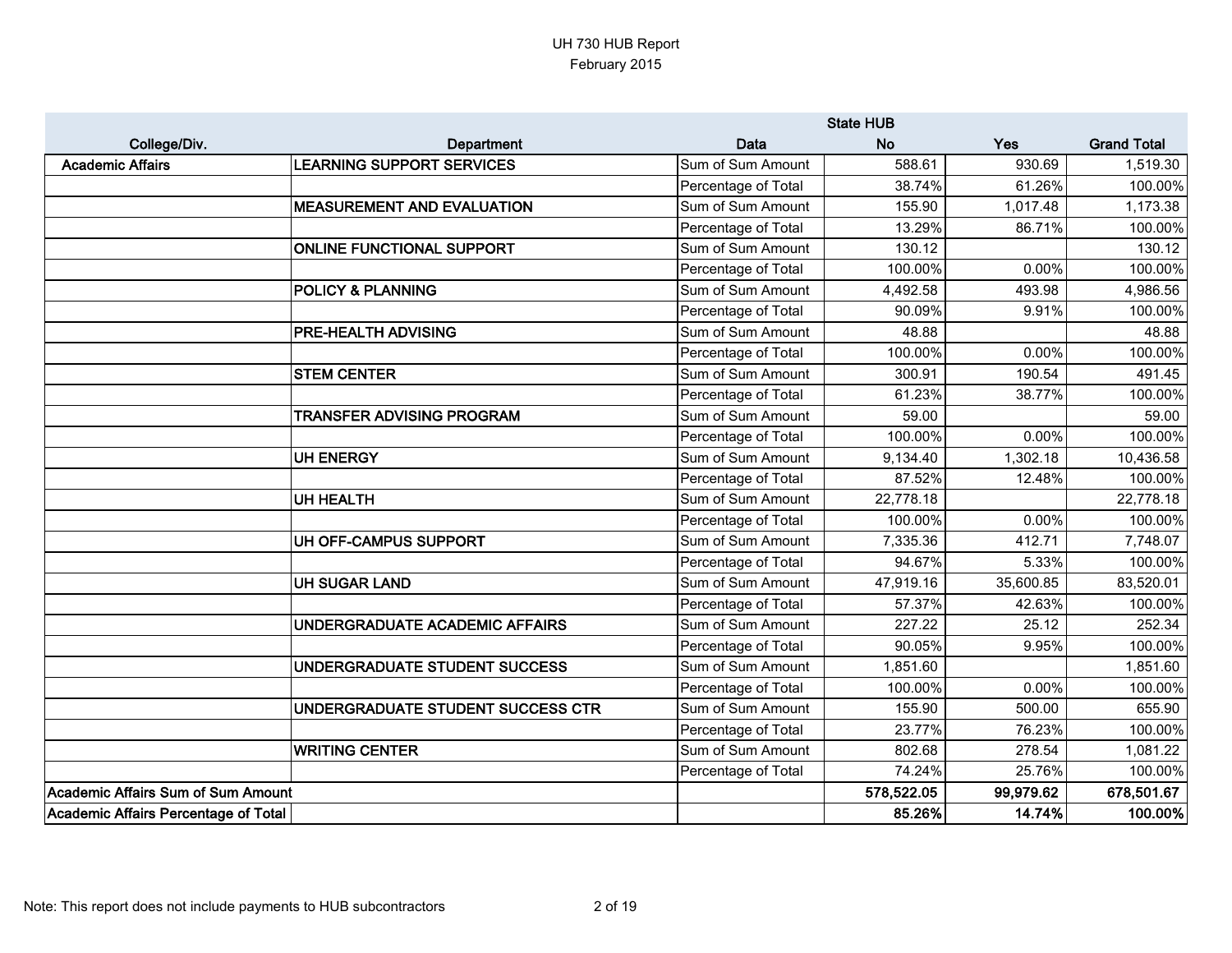# UH 730 HUB Report

## February 2015

| College/Div. | Department | Data | State HUB No | Yes | Grand Total |
|---|---|---|---|---|---|
| Academic Affairs | LEARNING SUPPORT SERVICES | Sum of Sum Amount | 588.61 | 930.69 | 1,519.30 |
| | | Percentage of Total | 38.74% | 61.26% | 100.00% |
| | MEASUREMENT AND EVALUATION | Sum of Sum Amount | 155.90 | 1,017.48 | 1,173.38 |
| | | Percentage of Total | 13.29% | 86.71% | 100.00% |
| | ONLINE FUNCTIONAL SUPPORT | Sum of Sum Amount | 130.12 | | 130.12 |
| | | Percentage of Total | 100.00% | 0.00% | 100.00% |
| | POLICY & PLANNING | Sum of Sum Amount | 4,492.58 | 493.98 | 4,986.56 |
| | | Percentage of Total | 90.09% | 9.91% | 100.00% |
| | PRE-HEALTH ADVISING | Sum of Sum Amount | 48.88 | | 48.88 |
| | | Percentage of Total | 100.00% | 0.00% | 100.00% |
| | STEM CENTER | Sum of Sum Amount | 300.91 | 190.54 | 491.45 |
| | | Percentage of Total | 61.23% | 38.77% | 100.00% |
| | TRANSFER ADVISING PROGRAM | Sum of Sum Amount | 59.00 | | 59.00 |
| | | Percentage of Total | 100.00% | 0.00% | 100.00% |
| | UH ENERGY | Sum of Sum Amount | 9,134.40 | 1,302.18 | 10,436.58 |
| | | Percentage of Total | 87.52% | 12.48% | 100.00% |
| | UH HEALTH | Sum of Sum Amount | 22,778.18 | | 22,778.18 |
| | | Percentage of Total | 100.00% | 0.00% | 100.00% |
| | UH OFF-CAMPUS SUPPORT | Sum of Sum Amount | 7,335.36 | 412.71 | 7,748.07 |
| | | Percentage of Total | 94.67% | 5.33% | 100.00% |
| | UH SUGAR LAND | Sum of Sum Amount | 47,919.16 | 35,600.85 | 83,520.01 |
| | | Percentage of Total | 57.37% | 42.63% | 100.00% |
| | UNDERGRADUATE ACADEMIC AFFAIRS | Sum of Sum Amount | 227.22 | 25.12 | 252.34 |
| | | Percentage of Total | 90.05% | 9.95% | 100.00% |
| | UNDERGRADUATE STUDENT SUCCESS | Sum of Sum Amount | 1,851.60 | | 1,851.60 |
| | | Percentage of Total | 100.00% | 0.00% | 100.00% |
| | UNDERGRADUATE STUDENT SUCCESS CTR | Sum of Sum Amount | 155.90 | 500.00 | 655.90 |
| | | Percentage of Total | 23.77% | 76.23% | 100.00% |
| | WRITING CENTER | Sum of Sum Amount | 802.68 | 278.54 | 1,081.22 |
| | | Percentage of Total | 74.24% | 25.76% | 100.00% |
| **Academic Affairs Sum of Sum Amount** | | | **578,522.05** | **99,979.62** | **678,501.67** |
| **Academic Affairs Percentage of Total** | | | **85.26%** | **14.74%** | **100.00%** |

Note: This report does not include payments to HUB subcontractors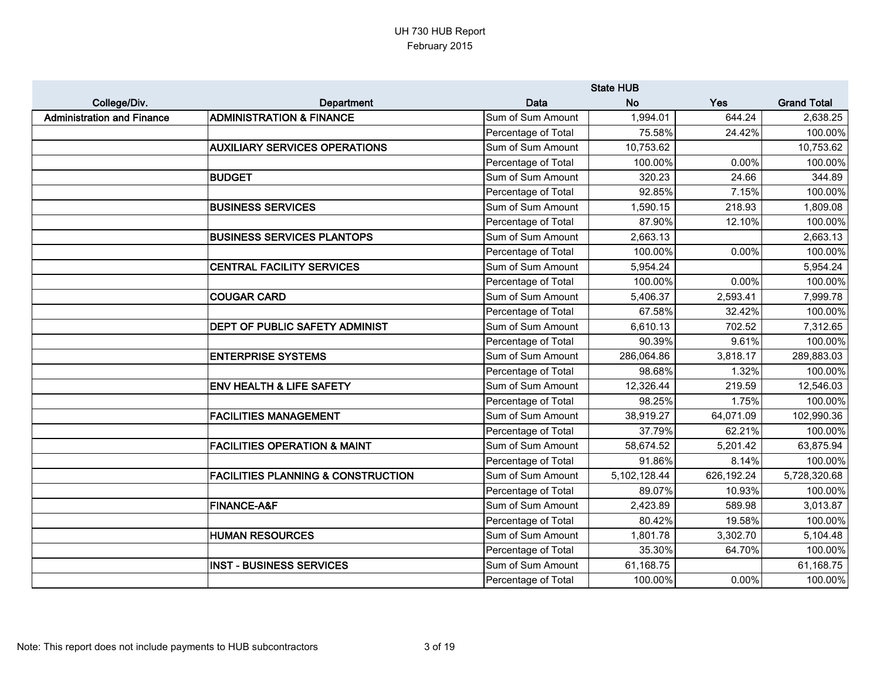UH 730 HUB Report
February 2015

| College/Div. | Department | Data | State HUB No | Yes | Grand Total |
|---|---|---|---|---|---|
| **Administration and Finance** | **ADMINISTRATION & FINANCE** | Sum of Sum Amount | 1,994.01 | 644.24 | 2,638.25 |
| | | Percentage of Total | 75.58% | 24.42% | 100.00% |
| | **AUXILIARY SERVICES OPERATIONS** | Sum of Sum Amount | 10,753.62 | | 10,753.62 |
| | | Percentage of Total | 100.00% | 0.00% | 100.00% |
| | **BUDGET** | Sum of Sum Amount | 320.23 | 24.66 | 344.89 |
| | | Percentage of Total | 92.85% | 7.15% | 100.00% |
| | **BUSINESS SERVICES** | Sum of Sum Amount | 1,590.15 | 218.93 | 1,809.08 |
| | | Percentage of Total | 87.90% | 12.10% | 100.00% |
| | **BUSINESS SERVICES PLANTOPS** | Sum of Sum Amount | 2,663.13 | | 2,663.13 |
| | | Percentage of Total | 100.00% | 0.00% | 100.00% |
| | **CENTRAL FACILITY SERVICES** | Sum of Sum Amount | 5,954.24 | | 5,954.24 |
| | | Percentage of Total | 100.00% | 0.00% | 100.00% |
| | **COUGAR CARD** | Sum of Sum Amount | 5,406.37 | 2,593.41 | 7,999.78 |
| | | Percentage of Total | 67.58% | 32.42% | 100.00% |
| | **DEPT OF PUBLIC SAFETY ADMINIST** | Sum of Sum Amount | 6,610.13 | 702.52 | 7,312.65 |
| | | Percentage of Total | 90.39% | 9.61% | 100.00% |
| | **ENTERPRISE SYSTEMS** | Sum of Sum Amount | 286,064.86 | 3,818.17 | 289,883.03 |
| | | Percentage of Total | 98.68% | 1.32% | 100.00% |
| | **ENV HEALTH & LIFE SAFETY** | Sum of Sum Amount | 12,326.44 | 219.59 | 12,546.03 |
| | | Percentage of Total | 98.25% | 1.75% | 100.00% |
| | **FACILITIES MANAGEMENT** | Sum of Sum Amount | 38,919.27 | 64,071.09 | 102,990.36 |
| | | Percentage of Total | 37.79% | 62.21% | 100.00% |
| | **FACILITIES OPERATION & MAINT** | Sum of Sum Amount | 58,674.52 | 5,201.42 | 63,875.94 |
| | | Percentage of Total | 91.86% | 8.14% | 100.00% |
| | **FACILITIES PLANNING & CONSTRUCTION** | Sum of Sum Amount | 5,102,128.44 | 626,192.24 | 5,728,320.68 |
| | | Percentage of Total | 89.07% | 10.93% | 100.00% |
| | **FINANCE-A&F** | Sum of Sum Amount | 2,423.89 | 589.98 | 3,013.87 |
| | | Percentage of Total | 80.42% | 19.58% | 100.00% |
| | **HUMAN RESOURCES** | Sum of Sum Amount | 1,801.78 | 3,302.70 | 5,104.48 |
| | | Percentage of Total | 35.30% | 64.70% | 100.00% |
| | **INST - BUSINESS SERVICES** | Sum of Sum Amount | 61,168.75 | | 61,168.75 |
| | | Percentage of Total | 100.00% | 0.00% | 100.00% |

Note: This report does not include payments to HUB subcontractors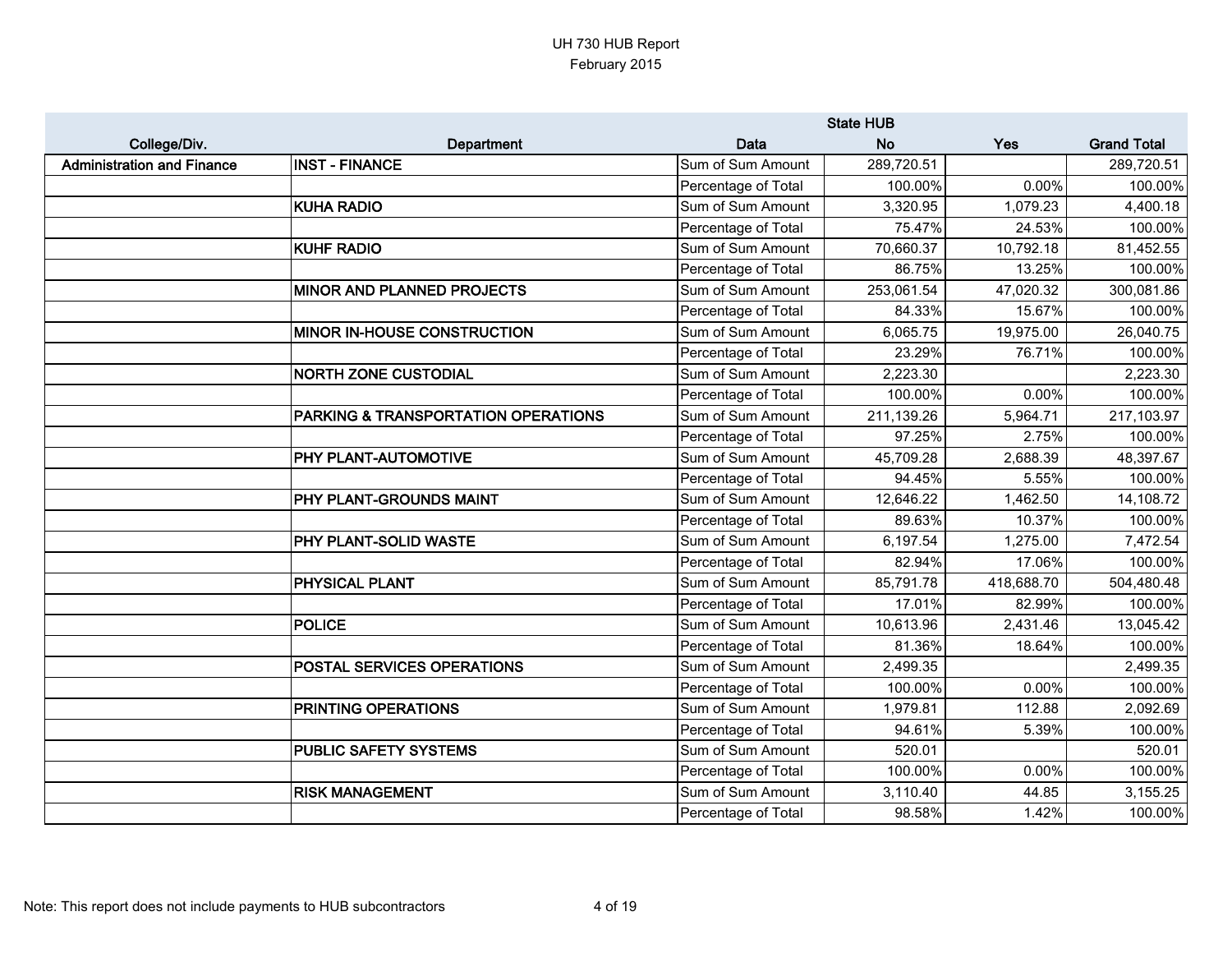UH 730 HUB Report
February 2015

| College/Div. | Department | Data | State HUB No | Yes | Grand Total |
|---|---|---|---|---|---|
| Administration and Finance | INST - FINANCE | Sum of Sum Amount | 289,720.51 | | 289,720.51 |
| | | Percentage of Total | 100.00% | 0.00% | 100.00% |
| | KUHA RADIO | Sum of Sum Amount | 3,320.95 | 1,079.23 | 4,400.18 |
| | | Percentage of Total | 75.47% | 24.53% | 100.00% |
| | KUHF RADIO | Sum of Sum Amount | 70,660.37 | 10,792.18 | 81,452.55 |
| | | Percentage of Total | 86.75% | 13.25% | 100.00% |
| | MINOR AND PLANNED PROJECTS | Sum of Sum Amount | 253,061.54 | 47,020.32 | 300,081.86 |
| | | Percentage of Total | 84.33% | 15.67% | 100.00% |
| | MINOR IN-HOUSE CONSTRUCTION | Sum of Sum Amount | 6,065.75 | 19,975.00 | 26,040.75 |
| | | Percentage of Total | 23.29% | 76.71% | 100.00% |
| | NORTH ZONE CUSTODIAL | Sum of Sum Amount | 2,223.30 | | 2,223.30 |
| | | Percentage of Total | 100.00% | 0.00% | 100.00% |
| | PARKING & TRANSPORTATION OPERATIONS | Sum of Sum Amount | 211,139.26 | 5,964.71 | 217,103.97 |
| | | Percentage of Total | 97.25% | 2.75% | 100.00% |
| | PHY PLANT-AUTOMOTIVE | Sum of Sum Amount | 45,709.28 | 2,688.39 | 48,397.67 |
| | | Percentage of Total | 94.45% | 5.55% | 100.00% |
| | PHY PLANT-GROUNDS MAINT | Sum of Sum Amount | 12,646.22 | 1,462.50 | 14,108.72 |
| | | Percentage of Total | 89.63% | 10.37% | 100.00% |
| | PHY PLANT-SOLID WASTE | Sum of Sum Amount | 6,197.54 | 1,275.00 | 7,472.54 |
| | | Percentage of Total | 82.94% | 17.06% | 100.00% |
| | PHYSICAL PLANT | Sum of Sum Amount | 85,791.78 | 418,688.70 | 504,480.48 |
| | | Percentage of Total | 17.01% | 82.99% | 100.00% |
| | POLICE | Sum of Sum Amount | 10,613.96 | 2,431.46 | 13,045.42 |
| | | Percentage of Total | 81.36% | 18.64% | 100.00% |
| | POSTAL SERVICES OPERATIONS | Sum of Sum Amount | 2,499.35 | | 2,499.35 |
| | | Percentage of Total | 100.00% | 0.00% | 100.00% |
| | PRINTING OPERATIONS | Sum of Sum Amount | 1,979.81 | 112.88 | 2,092.69 |
| | | Percentage of Total | 94.61% | 5.39% | 100.00% |
| | PUBLIC SAFETY SYSTEMS | Sum of Sum Amount | 520.01 | | 520.01 |
| | | Percentage of Total | 100.00% | 0.00% | 100.00% |
| | RISK MANAGEMENT | Sum of Sum Amount | 3,110.40 | 44.85 | 3,155.25 |
| | | Percentage of Total | 98.58% | 1.42% | 100.00% |

Note: This report does not include payments to HUB subcontractors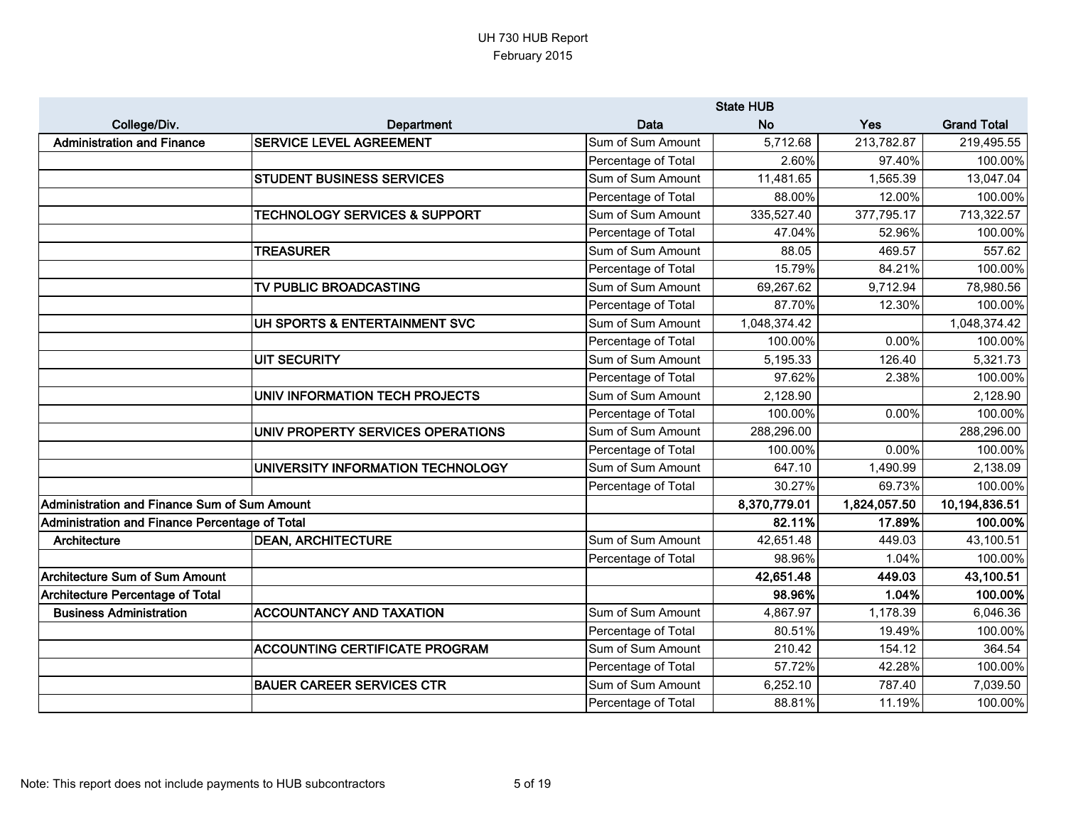UH 730 HUB Report
February 2015

| College/Div. | Department | Data | State HUB No | Yes | Grand Total |
|---|---|---|---|---|---|
| Administration and Finance | SERVICE LEVEL AGREEMENT | Sum of Sum Amount | 5,712.68 | 213,782.87 | 219,495.55 |
| | | Percentage of Total | 2.60% | 97.40% | 100.00% |
| | STUDENT BUSINESS SERVICES | Sum of Sum Amount | 11,481.65 | 1,565.39 | 13,047.04 |
| | | Percentage of Total | 88.00% | 12.00% | 100.00% |
| | TECHNOLOGY SERVICES & SUPPORT | Sum of Sum Amount | 335,527.40 | 377,795.17 | 713,322.57 |
| | | Percentage of Total | 47.04% | 52.96% | 100.00% |
| | TREASURER | Sum of Sum Amount | 88.05 | 469.57 | 557.62 |
| | | Percentage of Total | 15.79% | 84.21% | 100.00% |
| | TV PUBLIC BROADCASTING | Sum of Sum Amount | 69,267.62 | 9,712.94 | 78,980.56 |
| | | Percentage of Total | 87.70% | 12.30% | 100.00% |
| | UH SPORTS & ENTERTAINMENT SVC | Sum of Sum Amount | 1,048,374.42 | | 1,048,374.42 |
| | | Percentage of Total | 100.00% | 0.00% | 100.00% |
| | UIT SECURITY | Sum of Sum Amount | 5,195.33 | 126.40 | 5,321.73 |
| | | Percentage of Total | 97.62% | 2.38% | 100.00% |
| | UNIV INFORMATION TECH PROJECTS | Sum of Sum Amount | 2,128.90 | | 2,128.90 |
| | | Percentage of Total | 100.00% | 0.00% | 100.00% |
| | UNIV PROPERTY SERVICES OPERATIONS | Sum of Sum Amount | 288,296.00 | | 288,296.00 |
| | | Percentage of Total | 100.00% | 0.00% | 100.00% |
| | UNIVERSITY INFORMATION TECHNOLOGY | Sum of Sum Amount | 647.10 | 1,490.99 | 2,138.09 |
| | | Percentage of Total | 30.27% | 69.73% | 100.00% |
| **Administration and Finance Sum of Sum Amount** | | | **8,370,779.01** | **1,824,057.50** | **10,194,836.51** |
| **Administration and Finance Percentage of Total** | | | **82.11%** | **17.89%** | **100.00%** |
| Architecture | DEAN, ARCHITECTURE | Sum of Sum Amount | 42,651.48 | 449.03 | 43,100.51 |
| | | Percentage of Total | 98.96% | 1.04% | 100.00% |
| **Architecture Sum of Sum Amount** | | | **42,651.48** | **449.03** | **43,100.51** |
| **Architecture Percentage of Total** | | | **98.96%** | **1.04%** | **100.00%** |
| Business Administration | ACCOUNTANCY AND TAXATION | Sum of Sum Amount | 4,867.97 | 1,178.39 | 6,046.36 |
| | | Percentage of Total | 80.51% | 19.49% | 100.00% |
| | ACCOUNTING CERTIFICATE PROGRAM | Sum of Sum Amount | 210.42 | 154.12 | 364.54 |
| | | Percentage of Total | 57.72% | 42.28% | 100.00% |
| | BAUER CAREER SERVICES CTR | Sum of Sum Amount | 6,252.10 | 787.40 | 7,039.50 |
| | | Percentage of Total | 88.81% | 11.19% | 100.00% |

Note: This report does not include payments to HUB subcontractors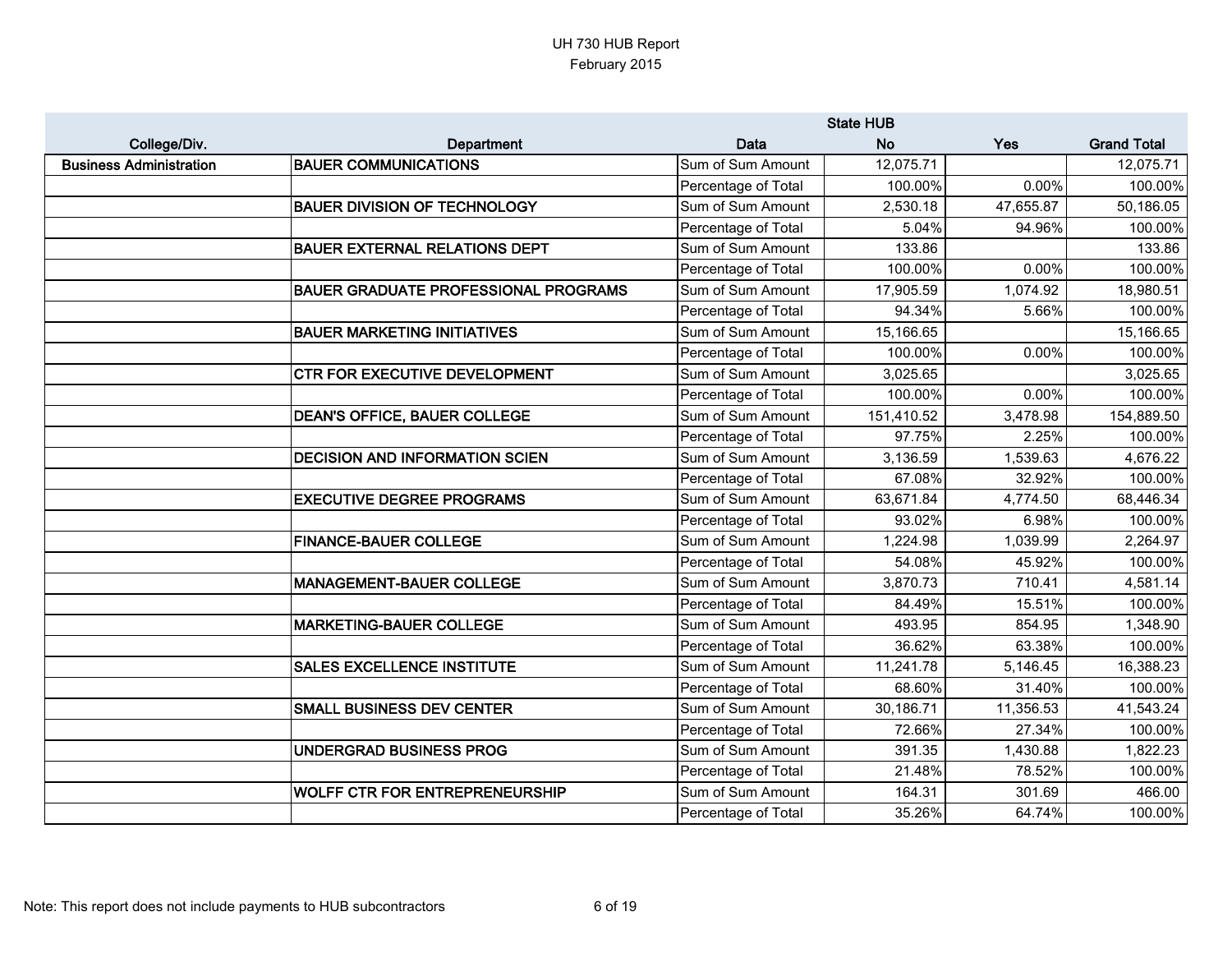# UH 730 HUB Report

February 2015

| College/Div. | Department | Data | State HUB No | State HUB Yes | Grand Total |
|---|---|---|---|---|---|
| **Business Administration** | **BAUER COMMUNICATIONS** | Sum of Sum Amount | 12,075.71 | | 12,075.71 |
| | | Percentage of Total | 100.00% | 0.00% | 100.00% |
| | **BAUER DIVISION OF TECHNOLOGY** | Sum of Sum Amount | 2,530.18 | 47,655.87 | 50,186.05 |
| | | Percentage of Total | 5.04% | 94.96% | 100.00% |
| | **BAUER EXTERNAL RELATIONS DEPT** | Sum of Sum Amount | 133.86 | | 133.86 |
| | | Percentage of Total | 100.00% | 0.00% | 100.00% |
| | **BAUER GRADUATE PROFESSIONAL PROGRAMS** | Sum of Sum Amount | 17,905.59 | 1,074.92 | 18,980.51 |
| | | Percentage of Total | 94.34% | 5.66% | 100.00% |
| | **BAUER MARKETING INITIATIVES** | Sum of Sum Amount | 15,166.65 | | 15,166.65 |
| | | Percentage of Total | 100.00% | 0.00% | 100.00% |
| | **CTR FOR EXECUTIVE DEVELOPMENT** | Sum of Sum Amount | 3,025.65 | | 3,025.65 |
| | | Percentage of Total | 100.00% | 0.00% | 100.00% |
| | **DEAN'S OFFICE, BAUER COLLEGE** | Sum of Sum Amount | 151,410.52 | 3,478.98 | 154,889.50 |
| | | Percentage of Total | 97.75% | 2.25% | 100.00% |
| | **DECISION AND INFORMATION SCIEN** | Sum of Sum Amount | 3,136.59 | 1,539.63 | 4,676.22 |
| | | Percentage of Total | 67.08% | 32.92% | 100.00% |
| | **EXECUTIVE DEGREE PROGRAMS** | Sum of Sum Amount | 63,671.84 | 4,774.50 | 68,446.34 |
| | | Percentage of Total | 93.02% | 6.98% | 100.00% |
| | **FINANCE-BAUER COLLEGE** | Sum of Sum Amount | 1,224.98 | 1,039.99 | 2,264.97 |
| | | Percentage of Total | 54.08% | 45.92% | 100.00% |
| | **MANAGEMENT-BAUER COLLEGE** | Sum of Sum Amount | 3,870.73 | 710.41 | 4,581.14 |
| | | Percentage of Total | 84.49% | 15.51% | 100.00% |
| | **MARKETING-BAUER COLLEGE** | Sum of Sum Amount | 493.95 | 854.95 | 1,348.90 |
| | | Percentage of Total | 36.62% | 63.38% | 100.00% |
| | **SALES EXCELLENCE INSTITUTE** | Sum of Sum Amount | 11,241.78 | 5,146.45 | 16,388.23 |
| | | Percentage of Total | 68.60% | 31.40% | 100.00% |
| | **SMALL BUSINESS DEV CENTER** | Sum of Sum Amount | 30,186.71 | 11,356.53 | 41,543.24 |
| | | Percentage of Total | 72.66% | 27.34% | 100.00% |
| | **UNDERGRAD BUSINESS PROG** | Sum of Sum Amount | 391.35 | 1,430.88 | 1,822.23 |
| | | Percentage of Total | 21.48% | 78.52% | 100.00% |
| | **WOLFF CTR FOR ENTREPRENEURSHIP** | Sum of Sum Amount | 164.31 | 301.69 | 466.00 |
| | | Percentage of Total | 35.26% | 64.74% | 100.00% |

Note: This report does not include payments to HUB subcontractors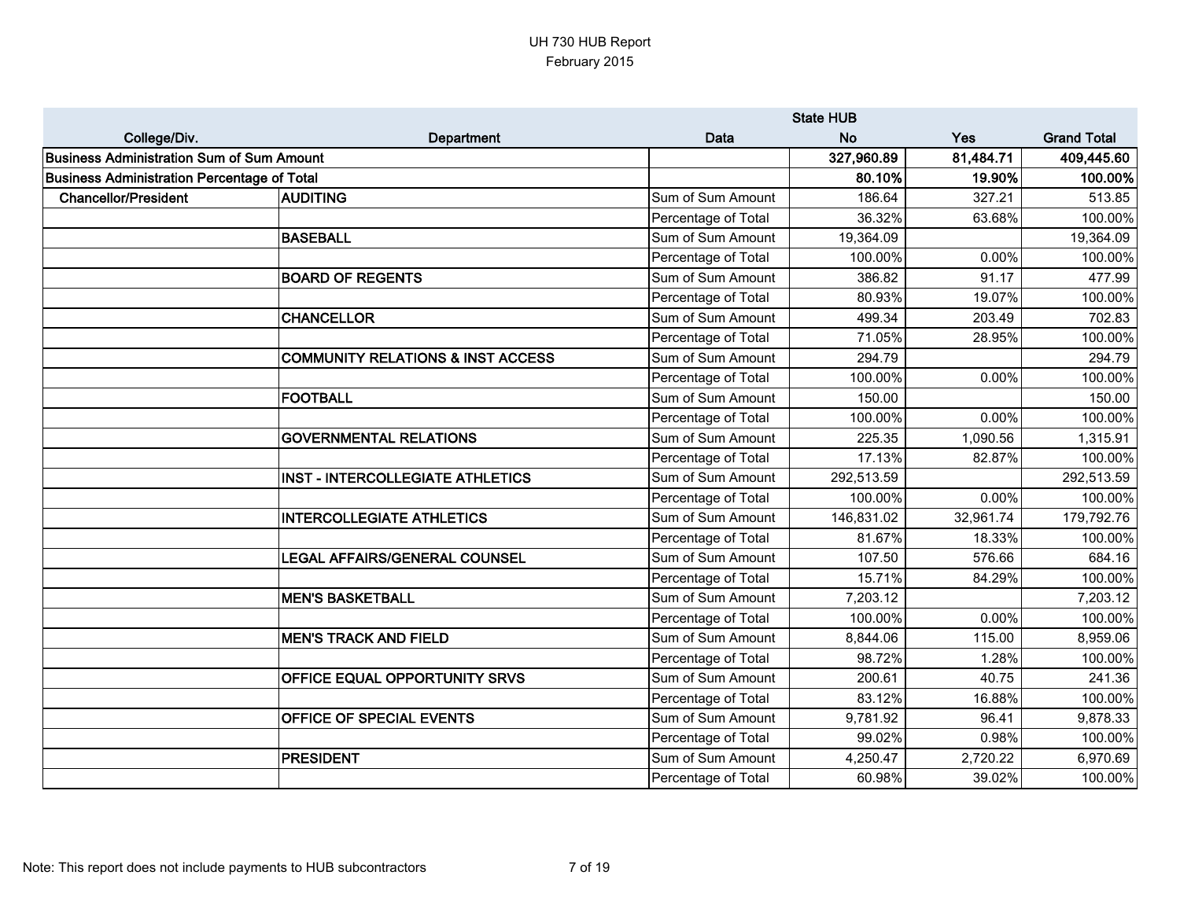# UH 730 HUB Report
## February 2015

| College/Div. | Department | Data | State HUB No | Yes | Grand Total |
|---|---|---|---|---|---|
| **Business Administration Sum of Sum Amount** | | | **327,960.89** | **81,484.71** | **409,445.60** |
| **Business Administration Percentage of Total** | | | **80.10%** | **19.90%** | **100.00%** |
| **Chancellor/President** | **AUDITING** | Sum of Sum Amount | 186.64 | 327.21 | 513.85 |
| | | Percentage of Total | 36.32% | 63.68% | 100.00% |
| | **BASEBALL** | Sum of Sum Amount | 19,364.09 | | 19,364.09 |
| | | Percentage of Total | 100.00% | 0.00% | 100.00% |
| | **BOARD OF REGENTS** | Sum of Sum Amount | 386.82 | 91.17 | 477.99 |
| | | Percentage of Total | 80.93% | 19.07% | 100.00% |
| | **CHANCELLOR** | Sum of Sum Amount | 499.34 | 203.49 | 702.83 |
| | | Percentage of Total | 71.05% | 28.95% | 100.00% |
| | **COMMUNITY RELATIONS & INST ACCESS** | Sum of Sum Amount | 294.79 | | 294.79 |
| | | Percentage of Total | 100.00% | 0.00% | 100.00% |
| | **FOOTBALL** | Sum of Sum Amount | 150.00 | | 150.00 |
| | | Percentage of Total | 100.00% | 0.00% | 100.00% |
| | **GOVERNMENTAL RELATIONS** | Sum of Sum Amount | 225.35 | 1,090.56 | 1,315.91 |
| | | Percentage of Total | 17.13% | 82.87% | 100.00% |
| | **INST - INTERCOLLEGIATE ATHLETICS** | Sum of Sum Amount | 292,513.59 | | 292,513.59 |
| | | Percentage of Total | 100.00% | 0.00% | 100.00% |
| | **INTERCOLLEGIATE ATHLETICS** | Sum of Sum Amount | 146,831.02 | 32,961.74 | 179,792.76 |
| | | Percentage of Total | 81.67% | 18.33% | 100.00% |
| | **LEGAL AFFAIRS/GENERAL COUNSEL** | Sum of Sum Amount | 107.50 | 576.66 | 684.16 |
| | | Percentage of Total | 15.71% | 84.29% | 100.00% |
| | **MEN'S BASKETBALL** | Sum of Sum Amount | 7,203.12 | | 7,203.12 |
| | | Percentage of Total | 100.00% | 0.00% | 100.00% |
| | **MEN'S TRACK AND FIELD** | Sum of Sum Amount | 8,844.06 | 115.00 | 8,959.06 |
| | | Percentage of Total | 98.72% | 1.28% | 100.00% |
| | **OFFICE EQUAL OPPORTUNITY SRVS** | Sum of Sum Amount | 200.61 | 40.75 | 241.36 |
| | | Percentage of Total | 83.12% | 16.88% | 100.00% |
| | **OFFICE OF SPECIAL EVENTS** | Sum of Sum Amount | 9,781.92 | 96.41 | 9,878.33 |
| | | Percentage of Total | 99.02% | 0.98% | 100.00% |
| | **PRESIDENT** | Sum of Sum Amount | 4,250.47 | 2,720.22 | 6,970.69 |
| | | Percentage of Total | 60.98% | 39.02% | 100.00% |

Note: This report does not include payments to HUB subcontractors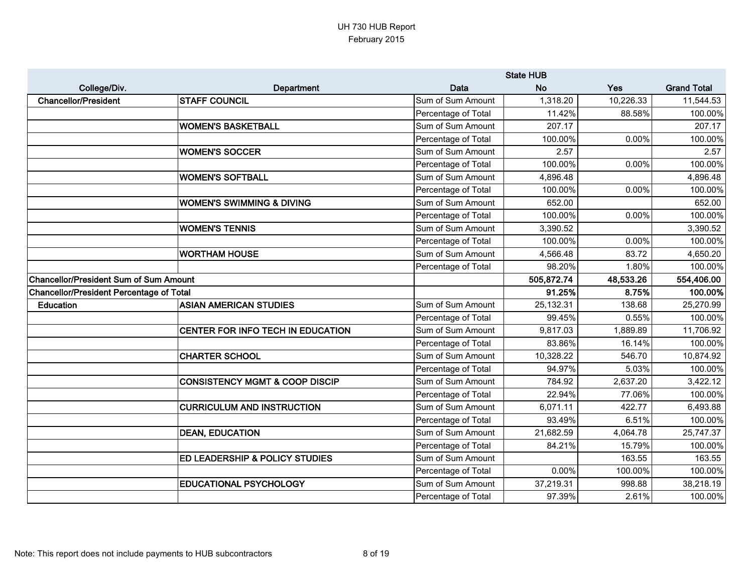UH 730 HUB Report
February 2015

| College/Div. | Department | Data | State HUB No | Yes | Grand Total |
|---|---|---|---|---|---|
| Chancellor/President | STAFF COUNCIL | Sum of Sum Amount | 1,318.20 | 10,226.33 | 11,544.53 |
| | | Percentage of Total | 11.42% | 88.58% | 100.00% |
| | WOMEN'S BASKETBALL | Sum of Sum Amount | 207.17 | | 207.17 |
| | | Percentage of Total | 100.00% | 0.00% | 100.00% |
| | WOMEN'S SOCCER | Sum of Sum Amount | 2.57 | | 2.57 |
| | | Percentage of Total | 100.00% | 0.00% | 100.00% |
| | WOMEN'S SOFTBALL | Sum of Sum Amount | 4,896.48 | | 4,896.48 |
| | | Percentage of Total | 100.00% | 0.00% | 100.00% |
| | WOMEN'S SWIMMING & DIVING | Sum of Sum Amount | 652.00 | | 652.00 |
| | | Percentage of Total | 100.00% | 0.00% | 100.00% |
| | WOMEN'S TENNIS | Sum of Sum Amount | 3,390.52 | | 3,390.52 |
| | | Percentage of Total | 100.00% | 0.00% | 100.00% |
| | WORTHAM HOUSE | Sum of Sum Amount | 4,566.48 | 83.72 | 4,650.20 |
| | | Percentage of Total | 98.20% | 1.80% | 100.00% |
| **Chancellor/President Sum of Sum Amount** | | | **505,872.74** | **48,533.26** | **554,406.00** |
| **Chancellor/President Percentage of Total** | | | **91.25%** | **8.75%** | **100.00%** |
| Education | ASIAN AMERICAN STUDIES | Sum of Sum Amount | 25,132.31 | 138.68 | 25,270.99 |
| | | Percentage of Total | 99.45% | 0.55% | 100.00% |
| | CENTER FOR INFO TECH IN EDUCATION | Sum of Sum Amount | 9,817.03 | 1,889.89 | 11,706.92 |
| | | Percentage of Total | 83.86% | 16.14% | 100.00% |
| | CHARTER SCHOOL | Sum of Sum Amount | 10,328.22 | 546.70 | 10,874.92 |
| | | Percentage of Total | 94.97% | 5.03% | 100.00% |
| | CONSISTENCY MGMT & COOP DISCIP | Sum of Sum Amount | 784.92 | 2,637.20 | 3,422.12 |
| | | Percentage of Total | 22.94% | 77.06% | 100.00% |
| | CURRICULUM AND INSTRUCTION | Sum of Sum Amount | 6,071.11 | 422.77 | 6,493.88 |
| | | Percentage of Total | 93.49% | 6.51% | 100.00% |
| | DEAN, EDUCATION | Sum of Sum Amount | 21,682.59 | 4,064.78 | 25,747.37 |
| | | Percentage of Total | 84.21% | 15.79% | 100.00% |
| | ED LEADERSHIP & POLICY STUDIES | Sum of Sum Amount | | 163.55 | 163.55 |
| | | Percentage of Total | 0.00% | 100.00% | 100.00% |
| | EDUCATIONAL PSYCHOLOGY | Sum of Sum Amount | 37,219.31 | 998.88 | 38,218.19 |
| | | Percentage of Total | 97.39% | 2.61% | 100.00% |

Note: This report does not include payments to HUB subcontractors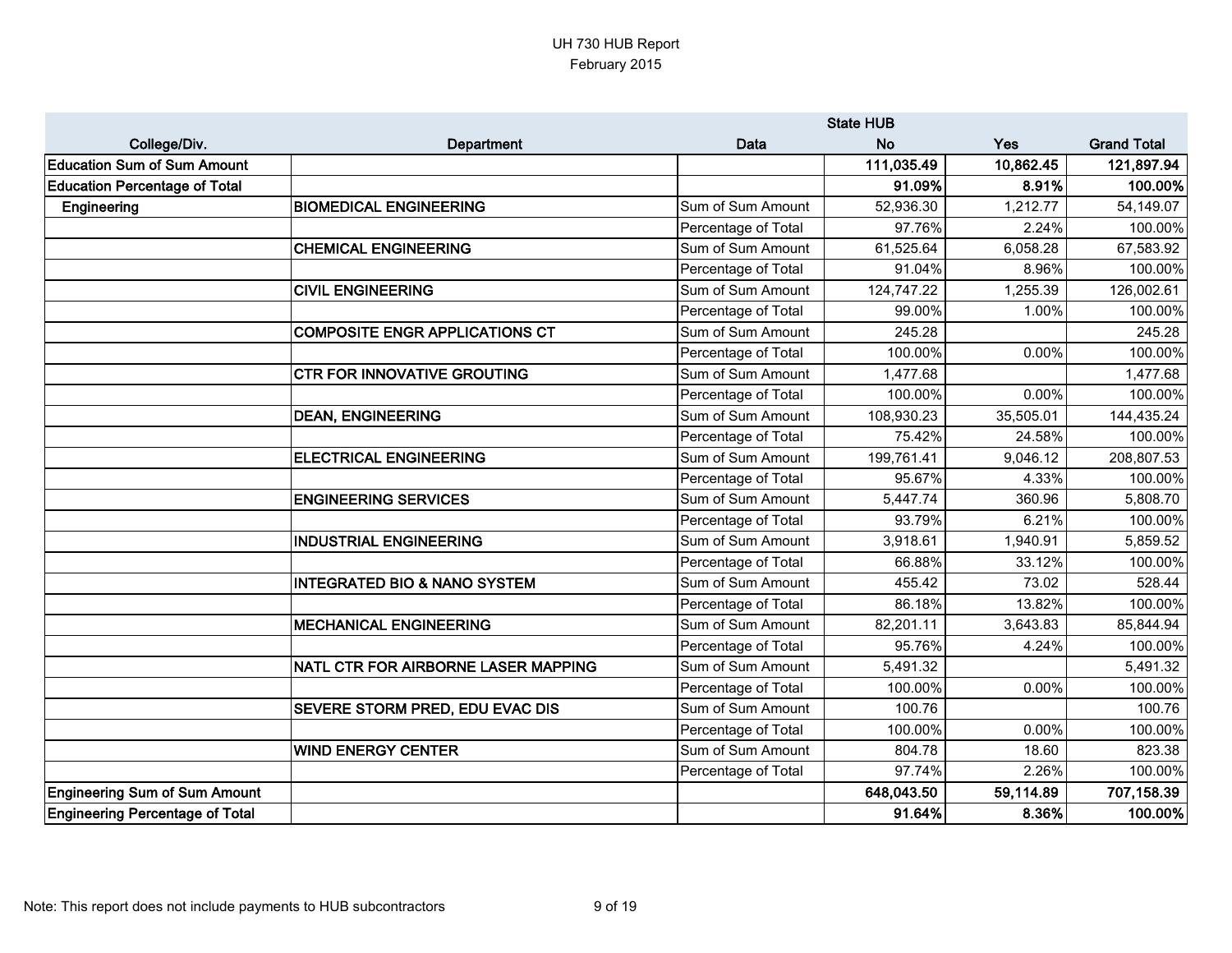UH 730 HUB Report
February 2015

| College/Div. | Department | Data | State HUB No | Yes | Grand Total |
|---|---|---|---|---|---|
| **Education Sum of Sum Amount** | | | **111,035.49** | **10,862.45** | **121,897.94** |
| **Education Percentage of Total** | | | **91.09%** | **8.91%** | **100.00%** |
| **Engineering** | **BIOMEDICAL ENGINEERING** | Sum of Sum Amount | 52,936.30 | 1,212.77 | 54,149.07 |
| | | Percentage of Total | 97.76% | 2.24% | 100.00% |
| | **CHEMICAL ENGINEERING** | Sum of Sum Amount | 61,525.64 | 6,058.28 | 67,583.92 |
| | | Percentage of Total | 91.04% | 8.96% | 100.00% |
| | **CIVIL ENGINEERING** | Sum of Sum Amount | 124,747.22 | 1,255.39 | 126,002.61 |
| | | Percentage of Total | 99.00% | 1.00% | 100.00% |
| | **COMPOSITE ENGR APPLICATIONS CT** | Sum of Sum Amount | 245.28 | | 245.28 |
| | | Percentage of Total | 100.00% | 0.00% | 100.00% |
| | **CTR FOR INNOVATIVE GROUTING** | Sum of Sum Amount | 1,477.68 | | 1,477.68 |
| | | Percentage of Total | 100.00% | 0.00% | 100.00% |
| | **DEAN, ENGINEERING** | Sum of Sum Amount | 108,930.23 | 35,505.01 | 144,435.24 |
| | | Percentage of Total | 75.42% | 24.58% | 100.00% |
| | **ELECTRICAL ENGINEERING** | Sum of Sum Amount | 199,761.41 | 9,046.12 | 208,807.53 |
| | | Percentage of Total | 95.67% | 4.33% | 100.00% |
| | **ENGINEERING SERVICES** | Sum of Sum Amount | 5,447.74 | 360.96 | 5,808.70 |
| | | Percentage of Total | 93.79% | 6.21% | 100.00% |
| | **INDUSTRIAL ENGINEERING** | Sum of Sum Amount | 3,918.61 | 1,940.91 | 5,859.52 |
| | | Percentage of Total | 66.88% | 33.12% | 100.00% |
| | **INTEGRATED BIO & NANO SYSTEM** | Sum of Sum Amount | 455.42 | 73.02 | 528.44 |
| | | Percentage of Total | 86.18% | 13.82% | 100.00% |
| | **MECHANICAL ENGINEERING** | Sum of Sum Amount | 82,201.11 | 3,643.83 | 85,844.94 |
| | | Percentage of Total | 95.76% | 4.24% | 100.00% |
| | **NATL CTR FOR AIRBORNE LASER MAPPING** | Sum of Sum Amount | 5,491.32 | | 5,491.32 |
| | | Percentage of Total | 100.00% | 0.00% | 100.00% |
| | **SEVERE STORM PRED, EDU EVAC DIS** | Sum of Sum Amount | 100.76 | | 100.76 |
| | | Percentage of Total | 100.00% | 0.00% | 100.00% |
| | **WIND ENERGY CENTER** | Sum of Sum Amount | 804.78 | 18.60 | 823.38 |
| | | Percentage of Total | 97.74% | 2.26% | 100.00% |
| **Engineering Sum of Sum Amount** | | | **648,043.50** | **59,114.89** | **707,158.39** |
| **Engineering Percentage of Total** | | | **91.64%** | **8.36%** | **100.00%** |

Note: This report does not include payments to HUB subcontractors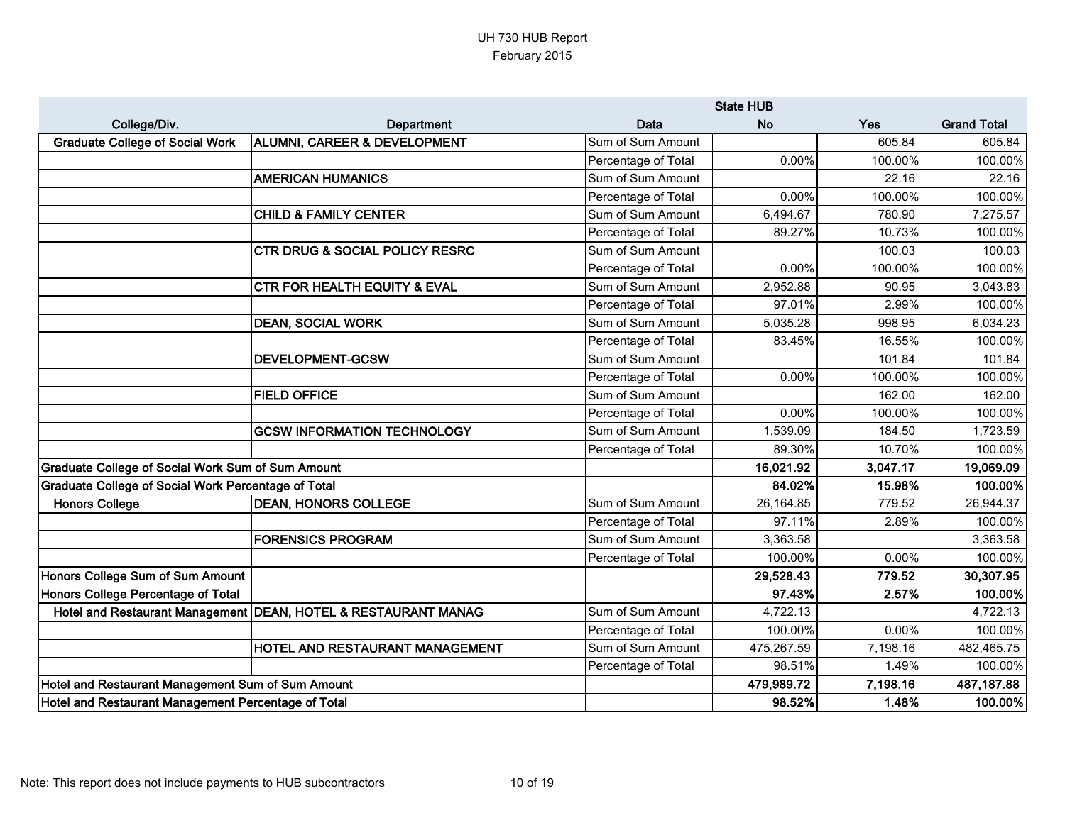UH 730 HUB Report
February 2015

| College/Div. | Department | Data | State HUB No | Yes | Grand Total |
|---|---|---|---|---|---|
| Graduate College of Social Work | ALUMNI, CAREER & DEVELOPMENT | Sum of Sum Amount | | 605.84 | 605.84 |
| | | Percentage of Total | 0.00% | 100.00% | 100.00% |
| | AMERICAN HUMANICS | Sum of Sum Amount | | 22.16 | 22.16 |
| | | Percentage of Total | 0.00% | 100.00% | 100.00% |
| | CHILD & FAMILY CENTER | Sum of Sum Amount | 6,494.67 | 780.90 | 7,275.57 |
| | | Percentage of Total | 89.27% | 10.73% | 100.00% |
| | CTR DRUG & SOCIAL POLICY RESRC | Sum of Sum Amount | | 100.03 | 100.03 |
| | | Percentage of Total | 0.00% | 100.00% | 100.00% |
| | CTR FOR HEALTH EQUITY & EVAL | Sum of Sum Amount | 2,952.88 | 90.95 | 3,043.83 |
| | | Percentage of Total | 97.01% | 2.99% | 100.00% |
| | DEAN, SOCIAL WORK | Sum of Sum Amount | 5,035.28 | 998.95 | 6,034.23 |
| | | Percentage of Total | 83.45% | 16.55% | 100.00% |
| | DEVELOPMENT-GCSW | Sum of Sum Amount | | 101.84 | 101.84 |
| | | Percentage of Total | 0.00% | 100.00% | 100.00% |
| | FIELD OFFICE | Sum of Sum Amount | | 162.00 | 162.00 |
| | | Percentage of Total | 0.00% | 100.00% | 100.00% |
| | GCSW INFORMATION TECHNOLOGY | Sum of Sum Amount | 1,539.09 | 184.50 | 1,723.59 |
| | | Percentage of Total | 89.30% | 10.70% | 100.00% |
| **Graduate College of Social Work Sum of Sum Amount** | | | **16,021.92** | **3,047.17** | **19,069.09** |
| **Graduate College of Social Work Percentage of Total** | | | **84.02%** | **15.98%** | **100.00%** |
| Honors College | DEAN, HONORS COLLEGE | Sum of Sum Amount | 26,164.85 | 779.52 | 26,944.37 |
| | | Percentage of Total | 97.11% | 2.89% | 100.00% |
| | FORENSICS PROGRAM | Sum of Sum Amount | 3,363.58 | | 3,363.58 |
| | | Percentage of Total | 100.00% | 0.00% | 100.00% |
| **Honors College Sum of Sum Amount** | | | **29,528.43** | **779.52** | **30,307.95** |
| **Honors College Percentage of Total** | | | **97.43%** | **2.57%** | **100.00%** |
| Hotel and Restaurant Management | DEAN, HOTEL & RESTAURANT MANAG | Sum of Sum Amount | 4,722.13 | | 4,722.13 |
| | | Percentage of Total | 100.00% | 0.00% | 100.00% |
| | HOTEL AND RESTAURANT MANAGEMENT | Sum of Sum Amount | 475,267.59 | 7,198.16 | 482,465.75 |
| | | Percentage of Total | 98.51% | 1.49% | 100.00% |
| **Hotel and Restaurant Management Sum of Sum Amount** | | | **479,989.72** | **7,198.16** | **487,187.88** |
| **Hotel and Restaurant Management Percentage of Total** | | | **98.52%** | **1.48%** | **100.00%** |

Note: This report does not include payments to HUB subcontractors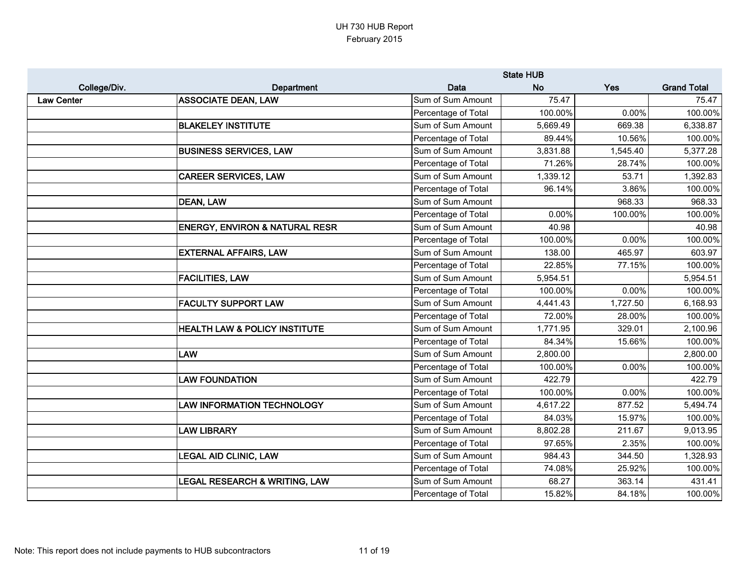UH 730 HUB Report
February 2015

| College/Div. | Department | Data | State HUB No | Yes | Grand Total |
|---|---|---|---|---|---|
| Law Center | ASSOCIATE DEAN, LAW | Sum of Sum Amount | 75.47 | | 75.47 |
| | | Percentage of Total | 100.00% | 0.00% | 100.00% |
| | BLAKELEY INSTITUTE | Sum of Sum Amount | 5,669.49 | 669.38 | 6,338.87 |
| | | Percentage of Total | 89.44% | 10.56% | 100.00% |
| | BUSINESS SERVICES, LAW | Sum of Sum Amount | 3,831.88 | 1,545.40 | 5,377.28 |
| | | Percentage of Total | 71.26% | 28.74% | 100.00% |
| | CAREER SERVICES, LAW | Sum of Sum Amount | 1,339.12 | 53.71 | 1,392.83 |
| | | Percentage of Total | 96.14% | 3.86% | 100.00% |
| | DEAN, LAW | Sum of Sum Amount | | 968.33 | 968.33 |
| | | Percentage of Total | 0.00% | 100.00% | 100.00% |
| | ENERGY, ENVIRON & NATURAL RESR | Sum of Sum Amount | 40.98 | | 40.98 |
| | | Percentage of Total | 100.00% | 0.00% | 100.00% |
| | EXTERNAL AFFAIRS, LAW | Sum of Sum Amount | 138.00 | 465.97 | 603.97 |
| | | Percentage of Total | 22.85% | 77.15% | 100.00% |
| | FACILITIES, LAW | Sum of Sum Amount | 5,954.51 | | 5,954.51 |
| | | Percentage of Total | 100.00% | 0.00% | 100.00% |
| | FACULTY SUPPORT LAW | Sum of Sum Amount | 4,441.43 | 1,727.50 | 6,168.93 |
| | | Percentage of Total | 72.00% | 28.00% | 100.00% |
| | HEALTH LAW & POLICY INSTITUTE | Sum of Sum Amount | 1,771.95 | 329.01 | 2,100.96 |
| | | Percentage of Total | 84.34% | 15.66% | 100.00% |
| | LAW | Sum of Sum Amount | 2,800.00 | | 2,800.00 |
| | | Percentage of Total | 100.00% | 0.00% | 100.00% |
| | LAW FOUNDATION | Sum of Sum Amount | 422.79 | | 422.79 |
| | | Percentage of Total | 100.00% | 0.00% | 100.00% |
| | LAW INFORMATION TECHNOLOGY | Sum of Sum Amount | 4,617.22 | 877.52 | 5,494.74 |
| | | Percentage of Total | 84.03% | 15.97% | 100.00% |
| | LAW LIBRARY | Sum of Sum Amount | 8,802.28 | 211.67 | 9,013.95 |
| | | Percentage of Total | 97.65% | 2.35% | 100.00% |
| | LEGAL AID CLINIC, LAW | Sum of Sum Amount | 984.43 | 344.50 | 1,328.93 |
| | | Percentage of Total | 74.08% | 25.92% | 100.00% |
| | LEGAL RESEARCH & WRITING, LAW | Sum of Sum Amount | 68.27 | 363.14 | 431.41 |
| | | Percentage of Total | 15.82% | 84.18% | 100.00% |

Note: This report does not include payments to HUB subcontractors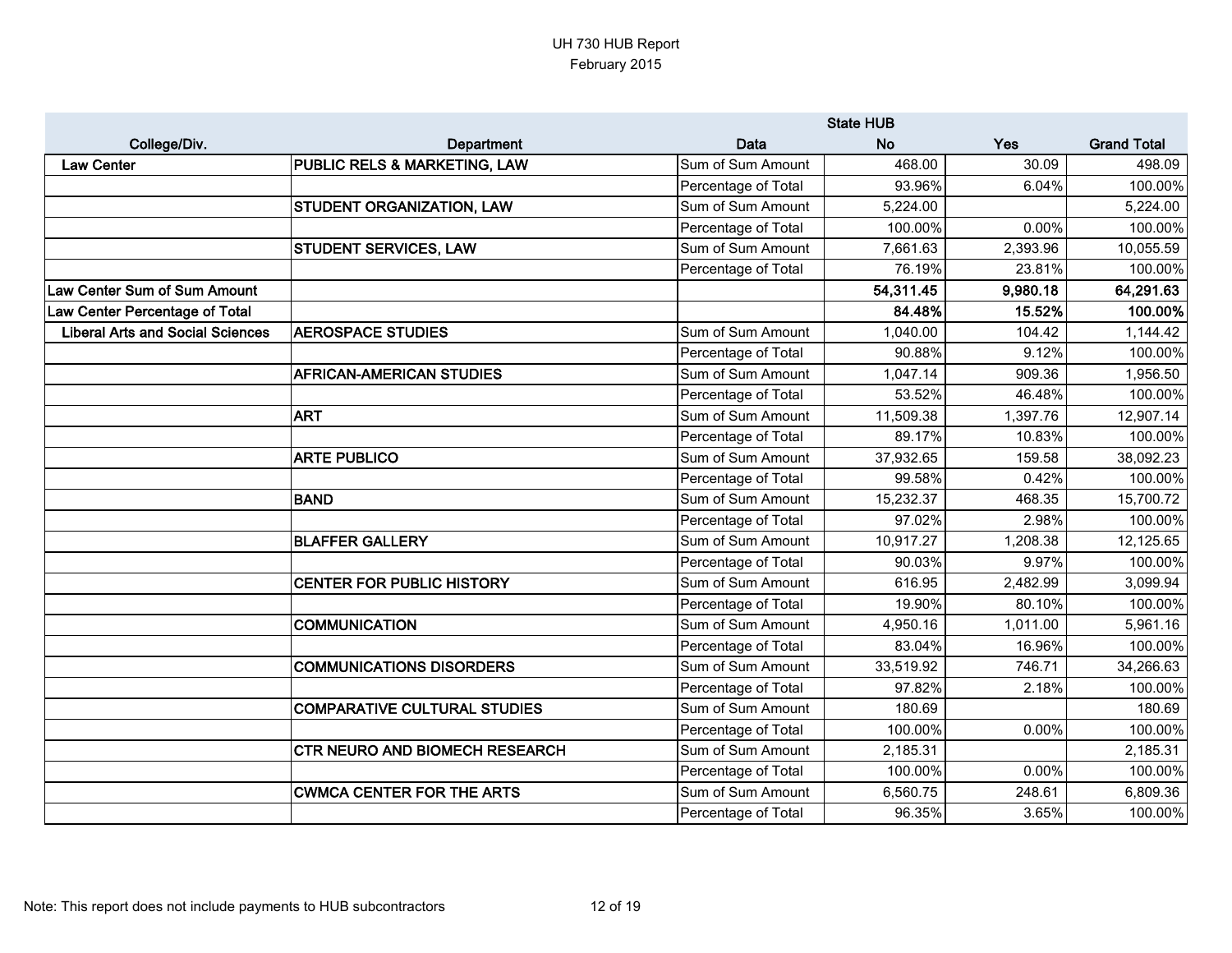UH 730 HUB Report
February 2015

| College/Div. | Department | Data | State HUB No | Yes | Grand Total |
|---|---|---|---|---|---|
| Law Center | PUBLIC RELS & MARKETING, LAW | Sum of Sum Amount | 468.00 | 30.09 | 498.09 |
| | | Percentage of Total | 93.96% | 6.04% | 100.00% |
| | STUDENT ORGANIZATION, LAW | Sum of Sum Amount | 5,224.00 | | 5,224.00 |
| | | Percentage of Total | 100.00% | 0.00% | 100.00% |
| | STUDENT SERVICES, LAW | Sum of Sum Amount | 7,661.63 | 2,393.96 | 10,055.59 |
| | | Percentage of Total | 76.19% | 23.81% | 100.00% |
| **Law Center Sum of Sum Amount** | | | **54,311.45** | **9,980.18** | **64,291.63** |
| **Law Center Percentage of Total** | | | **84.48%** | **15.52%** | **100.00%** |
| Liberal Arts and Social Sciences | AEROSPACE STUDIES | Sum of Sum Amount | 1,040.00 | 104.42 | 1,144.42 |
| | | Percentage of Total | 90.88% | 9.12% | 100.00% |
| | AFRICAN-AMERICAN STUDIES | Sum of Sum Amount | 1,047.14 | 909.36 | 1,956.50 |
| | | Percentage of Total | 53.52% | 46.48% | 100.00% |
| | ART | Sum of Sum Amount | 11,509.38 | 1,397.76 | 12,907.14 |
| | | Percentage of Total | 89.17% | 10.83% | 100.00% |
| | ARTE PUBLICO | Sum of Sum Amount | 37,932.65 | 159.58 | 38,092.23 |
| | | Percentage of Total | 99.58% | 0.42% | 100.00% |
| | BAND | Sum of Sum Amount | 15,232.37 | 468.35 | 15,700.72 |
| | | Percentage of Total | 97.02% | 2.98% | 100.00% |
| | BLAFFER GALLERY | Sum of Sum Amount | 10,917.27 | 1,208.38 | 12,125.65 |
| | | Percentage of Total | 90.03% | 9.97% | 100.00% |
| | CENTER FOR PUBLIC HISTORY | Sum of Sum Amount | 616.95 | 2,482.99 | 3,099.94 |
| | | Percentage of Total | 19.90% | 80.10% | 100.00% |
| | COMMUNICATION | Sum of Sum Amount | 4,950.16 | 1,011.00 | 5,961.16 |
| | | Percentage of Total | 83.04% | 16.96% | 100.00% |
| | COMMUNICATIONS DISORDERS | Sum of Sum Amount | 33,519.92 | 746.71 | 34,266.63 |
| | | Percentage of Total | 97.82% | 2.18% | 100.00% |
| | COMPARATIVE CULTURAL STUDIES | Sum of Sum Amount | 180.69 | | 180.69 |
| | | Percentage of Total | 100.00% | 0.00% | 100.00% |
| | CTR NEURO AND BIOMECH RESEARCH | Sum of Sum Amount | 2,185.31 | | 2,185.31 |
| | | Percentage of Total | 100.00% | 0.00% | 100.00% |
| | CWMCA CENTER FOR THE ARTS | Sum of Sum Amount | 6,560.75 | 248.61 | 6,809.36 |
| | | Percentage of Total | 96.35% | 3.65% | 100.00% |

Note: This report does not include payments to HUB subcontractors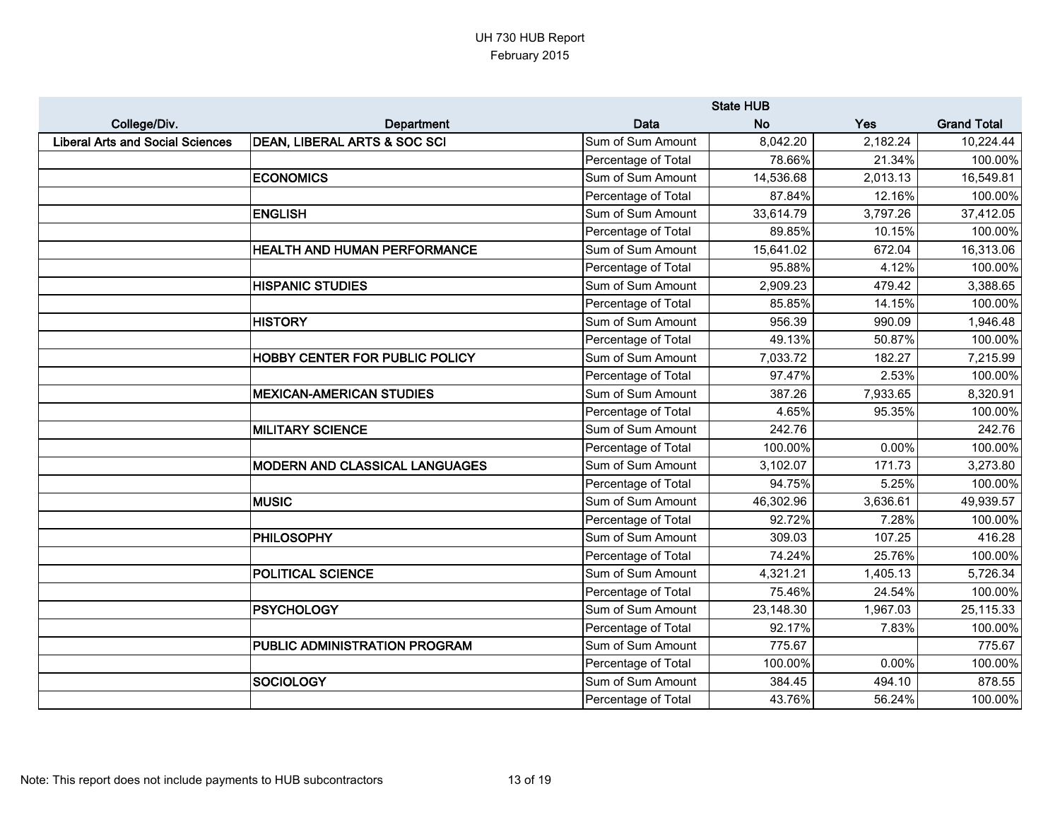UH 730 HUB Report
February 2015

| College/Div. | Department | Data | State HUB No | Yes | Grand Total |
|---|---|---|---|---|---|
| Liberal Arts and Social Sciences | DEAN, LIBERAL ARTS & SOC SCI | Sum of Sum Amount | 8,042.20 | 2,182.24 | 10,224.44 |
| | | Percentage of Total | 78.66% | 21.34% | 100.00% |
| | ECONOMICS | Sum of Sum Amount | 14,536.68 | 2,013.13 | 16,549.81 |
| | | Percentage of Total | 87.84% | 12.16% | 100.00% |
| | ENGLISH | Sum of Sum Amount | 33,614.79 | 3,797.26 | 37,412.05 |
| | | Percentage of Total | 89.85% | 10.15% | 100.00% |
| | HEALTH AND HUMAN PERFORMANCE | Sum of Sum Amount | 15,641.02 | 672.04 | 16,313.06 |
| | | Percentage of Total | 95.88% | 4.12% | 100.00% |
| | HISPANIC STUDIES | Sum of Sum Amount | 2,909.23 | 479.42 | 3,388.65 |
| | | Percentage of Total | 85.85% | 14.15% | 100.00% |
| | HISTORY | Sum of Sum Amount | 956.39 | 990.09 | 1,946.48 |
| | | Percentage of Total | 49.13% | 50.87% | 100.00% |
| | HOBBY CENTER FOR PUBLIC POLICY | Sum of Sum Amount | 7,033.72 | 182.27 | 7,215.99 |
| | | Percentage of Total | 97.47% | 2.53% | 100.00% |
| | MEXICAN-AMERICAN STUDIES | Sum of Sum Amount | 387.26 | 7,933.65 | 8,320.91 |
| | | Percentage of Total | 4.65% | 95.35% | 100.00% |
| | MILITARY SCIENCE | Sum of Sum Amount | 242.76 | | 242.76 |
| | | Percentage of Total | 100.00% | 0.00% | 100.00% |
| | MODERN AND CLASSICAL LANGUAGES | Sum of Sum Amount | 3,102.07 | 171.73 | 3,273.80 |
| | | Percentage of Total | 94.75% | 5.25% | 100.00% |
| | MUSIC | Sum of Sum Amount | 46,302.96 | 3,636.61 | 49,939.57 |
| | | Percentage of Total | 92.72% | 7.28% | 100.00% |
| | PHILOSOPHY | Sum of Sum Amount | 309.03 | 107.25 | 416.28 |
| | | Percentage of Total | 74.24% | 25.76% | 100.00% |
| | POLITICAL SCIENCE | Sum of Sum Amount | 4,321.21 | 1,405.13 | 5,726.34 |
| | | Percentage of Total | 75.46% | 24.54% | 100.00% |
| | PSYCHOLOGY | Sum of Sum Amount | 23,148.30 | 1,967.03 | 25,115.33 |
| | | Percentage of Total | 92.17% | 7.83% | 100.00% |
| | PUBLIC ADMINISTRATION PROGRAM | Sum of Sum Amount | 775.67 | | 775.67 |
| | | Percentage of Total | 100.00% | 0.00% | 100.00% |
| | SOCIOLOGY | Sum of Sum Amount | 384.45 | 494.10 | 878.55 |
| | | Percentage of Total | 43.76% | 56.24% | 100.00% |

Note: This report does not include payments to HUB subcontractors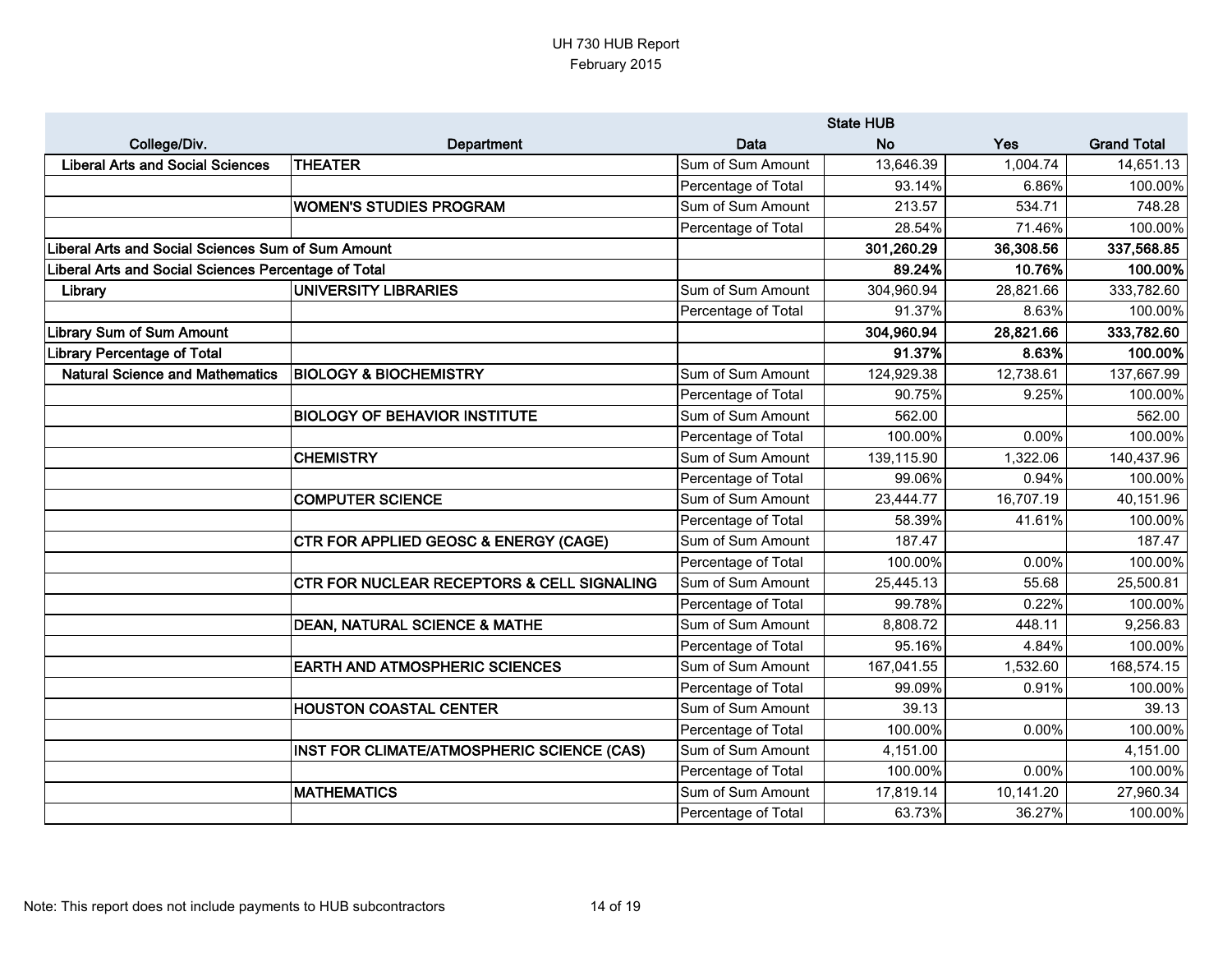UH 730 HUB Report
February 2015

| College/Div. | Department | Data | State HUB No | Yes | Grand Total |
|---|---|---|---|---|---|
| **Liberal Arts and Social Sciences** | **THEATER** | Sum of Sum Amount | 13,646.39 | 1,004.74 | 14,651.13 |
| | | Percentage of Total | 93.14% | 6.86% | 100.00% |
| | **WOMEN'S STUDIES PROGRAM** | Sum of Sum Amount | 213.57 | 534.71 | 748.28 |
| | | Percentage of Total | 28.54% | 71.46% | 100.00% |
| **Liberal Arts and Social Sciences Sum of Sum Amount** | | | **301,260.29** | **36,308.56** | **337,568.85** |
| **Liberal Arts and Social Sciences Percentage of Total** | | | **89.24%** | **10.76%** | **100.00%** |
| **Library** | **UNIVERSITY LIBRARIES** | Sum of Sum Amount | 304,960.94 | 28,821.66 | 333,782.60 |
| | | Percentage of Total | 91.37% | 8.63% | 100.00% |
| **Library Sum of Sum Amount** | | | **304,960.94** | **28,821.66** | **333,782.60** |
| **Library Percentage of Total** | | | **91.37%** | **8.63%** | **100.00%** |
| **Natural Science and Mathematics** | **BIOLOGY & BIOCHEMISTRY** | Sum of Sum Amount | 124,929.38 | 12,738.61 | 137,667.99 |
| | | Percentage of Total | 90.75% | 9.25% | 100.00% |
| | **BIOLOGY OF BEHAVIOR INSTITUTE** | Sum of Sum Amount | 562.00 | | 562.00 |
| | | Percentage of Total | 100.00% | 0.00% | 100.00% |
| | **CHEMISTRY** | Sum of Sum Amount | 139,115.90 | 1,322.06 | 140,437.96 |
| | | Percentage of Total | 99.06% | 0.94% | 100.00% |
| | **COMPUTER SCIENCE** | Sum of Sum Amount | 23,444.77 | 16,707.19 | 40,151.96 |
| | | Percentage of Total | 58.39% | 41.61% | 100.00% |
| | **CTR FOR APPLIED GEOSC & ENERGY (CAGE)** | Sum of Sum Amount | 187.47 | | 187.47 |
| | | Percentage of Total | 100.00% | 0.00% | 100.00% |
| | **CTR FOR NUCLEAR RECEPTORS & CELL SIGNALING** | Sum of Sum Amount | 25,445.13 | 55.68 | 25,500.81 |
| | | Percentage of Total | 99.78% | 0.22% | 100.00% |
| | **DEAN, NATURAL SCIENCE & MATHE** | Sum of Sum Amount | 8,808.72 | 448.11 | 9,256.83 |
| | | Percentage of Total | 95.16% | 4.84% | 100.00% |
| | **EARTH AND ATMOSPHERIC SCIENCES** | Sum of Sum Amount | 167,041.55 | 1,532.60 | 168,574.15 |
| | | Percentage of Total | 99.09% | 0.91% | 100.00% |
| | **HOUSTON COASTAL CENTER** | Sum of Sum Amount | 39.13 | | 39.13 |
| | | Percentage of Total | 100.00% | 0.00% | 100.00% |
| | **INST FOR CLIMATE/ATMOSPHERIC SCIENCE (CAS)** | Sum of Sum Amount | 4,151.00 | | 4,151.00 |
| | | Percentage of Total | 100.00% | 0.00% | 100.00% |
| | **MATHEMATICS** | Sum of Sum Amount | 17,819.14 | 10,141.20 | 27,960.34 |
| | | Percentage of Total | 63.73% | 36.27% | 100.00% |

Note: This report does not include payments to HUB subcontractors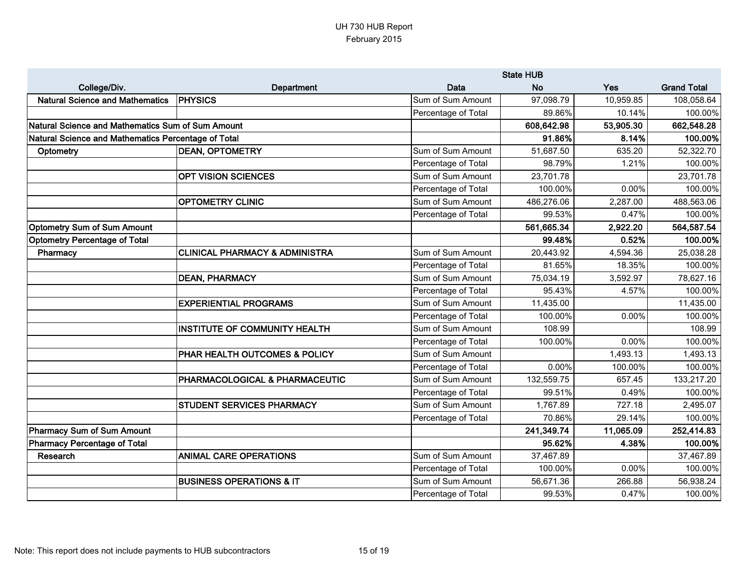UH 730 HUB Report
February 2015

| College/Div. | Department | Data | State HUB No | Yes | Grand Total |
|---|---|---|---|---|---|
| **Natural Science and Mathematics** | **PHYSICS** | Sum of Sum Amount | 97,098.79 | 10,959.85 | 108,058.64 |
| | | Percentage of Total | 89.86% | 10.14% | 100.00% |
| **Natural Science and Mathematics Sum of Sum Amount** | | | **608,642.98** | **53,905.30** | **662,548.28** |
| **Natural Science and Mathematics Percentage of Total** | | | **91.86%** | **8.14%** | **100.00%** |
| **Optometry** | **DEAN, OPTOMETRY** | Sum of Sum Amount | 51,687.50 | 635.20 | 52,322.70 |
| | | Percentage of Total | 98.79% | 1.21% | 100.00% |
| | **OPT VISION SCIENCES** | Sum of Sum Amount | 23,701.78 | | 23,701.78 |
| | | Percentage of Total | 100.00% | 0.00% | 100.00% |
| | **OPTOMETRY CLINIC** | Sum of Sum Amount | 486,276.06 | 2,287.00 | 488,563.06 |
| | | Percentage of Total | 99.53% | 0.47% | 100.00% |
| **Optometry Sum of Sum Amount** | | | **561,665.34** | **2,922.20** | **564,587.54** |
| **Optometry Percentage of Total** | | | **99.48%** | **0.52%** | **100.00%** |
| **Pharmacy** | **CLINICAL PHARMACY & ADMINISTRA** | Sum of Sum Amount | 20,443.92 | 4,594.36 | 25,038.28 |
| | | Percentage of Total | 81.65% | 18.35% | 100.00% |
| | **DEAN, PHARMACY** | Sum of Sum Amount | 75,034.19 | 3,592.97 | 78,627.16 |
| | | Percentage of Total | 95.43% | 4.57% | 100.00% |
| | **EXPERIENTIAL PROGRAMS** | Sum of Sum Amount | 11,435.00 | | 11,435.00 |
| | | Percentage of Total | 100.00% | 0.00% | 100.00% |
| | **INSTITUTE OF COMMUNITY HEALTH** | Sum of Sum Amount | 108.99 | | 108.99 |
| | | Percentage of Total | 100.00% | 0.00% | 100.00% |
| | **PHAR HEALTH OUTCOMES & POLICY** | Sum of Sum Amount | | 1,493.13 | 1,493.13 |
| | | Percentage of Total | 0.00% | 100.00% | 100.00% |
| | **PHARMACOLOGICAL & PHARMACEUTIC** | Sum of Sum Amount | 132,559.75 | 657.45 | 133,217.20 |
| | | Percentage of Total | 99.51% | 0.49% | 100.00% |
| | **STUDENT SERVICES PHARMACY** | Sum of Sum Amount | 1,767.89 | 727.18 | 2,495.07 |
| | | Percentage of Total | 70.86% | 29.14% | 100.00% |
| **Pharmacy Sum of Sum Amount** | | | **241,349.74** | **11,065.09** | **252,414.83** |
| **Pharmacy Percentage of Total** | | | **95.62%** | **4.38%** | **100.00%** |
| **Research** | **ANIMAL CARE OPERATIONS** | Sum of Sum Amount | 37,467.89 | | 37,467.89 |
| | | Percentage of Total | 100.00% | 0.00% | 100.00% |
| | **BUSINESS OPERATIONS & IT** | Sum of Sum Amount | 56,671.36 | 266.88 | 56,938.24 |
| | | Percentage of Total | 99.53% | 0.47% | 100.00% |

Note: This report does not include payments to HUB subcontractors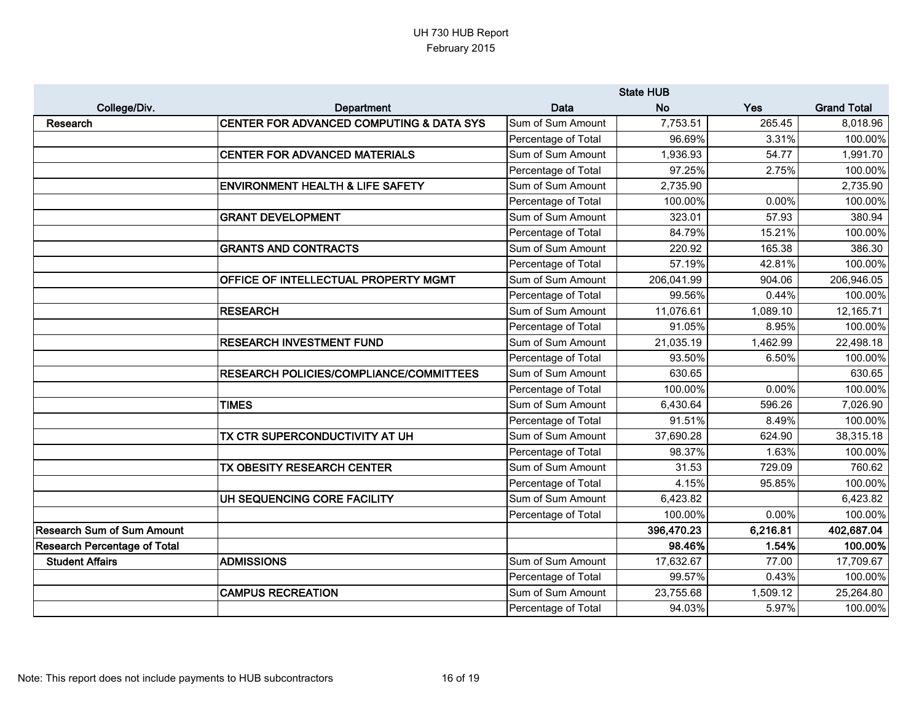UH 730 HUB Report
February 2015

| College/Div. | Department | Data | State HUB No | Yes | Grand Total |
|---|---|---|---|---|---|
| Research | CENTER FOR ADVANCED COMPUTING & DATA SYS | Sum of Sum Amount | 7,753.51 | 265.45 | 8,018.96 |
| | | Percentage of Total | 96.69% | 3.31% | 100.00% |
| | CENTER FOR ADVANCED MATERIALS | Sum of Sum Amount | 1,936.93 | 54.77 | 1,991.70 |
| | | Percentage of Total | 97.25% | 2.75% | 100.00% |
| | ENVIRONMENT HEALTH & LIFE SAFETY | Sum of Sum Amount | 2,735.90 | | 2,735.90 |
| | | Percentage of Total | 100.00% | 0.00% | 100.00% |
| | GRANT DEVELOPMENT | Sum of Sum Amount | 323.01 | 57.93 | 380.94 |
| | | Percentage of Total | 84.79% | 15.21% | 100.00% |
| | GRANTS AND CONTRACTS | Sum of Sum Amount | 220.92 | 165.38 | 386.30 |
| | | Percentage of Total | 57.19% | 42.81% | 100.00% |
| | OFFICE OF INTELLECTUAL PROPERTY MGMT | Sum of Sum Amount | 206,041.99 | 904.06 | 206,946.05 |
| | | Percentage of Total | 99.56% | 0.44% | 100.00% |
| | RESEARCH | Sum of Sum Amount | 11,076.61 | 1,089.10 | 12,165.71 |
| | | Percentage of Total | 91.05% | 8.95% | 100.00% |
| | RESEARCH INVESTMENT FUND | Sum of Sum Amount | 21,035.19 | 1,462.99 | 22,498.18 |
| | | Percentage of Total | 93.50% | 6.50% | 100.00% |
| | RESEARCH POLICIES/COMPLIANCE/COMMITTEES | Sum of Sum Amount | 630.65 | | 630.65 |
| | | Percentage of Total | 100.00% | 0.00% | 100.00% |
| | TIMES | Sum of Sum Amount | 6,430.64 | 596.26 | 7,026.90 |
| | | Percentage of Total | 91.51% | 8.49% | 100.00% |
| | TX CTR SUPERCONDUCTIVITY AT UH | Sum of Sum Amount | 37,690.28 | 624.90 | 38,315.18 |
| | | Percentage of Total | 98.37% | 1.63% | 100.00% |
| | TX OBESITY RESEARCH CENTER | Sum of Sum Amount | 31.53 | 729.09 | 760.62 |
| | | Percentage of Total | 4.15% | 95.85% | 100.00% |
| | UH SEQUENCING CORE FACILITY | Sum of Sum Amount | 6,423.82 | | 6,423.82 |
| | | Percentage of Total | 100.00% | 0.00% | 100.00% |
| **Research Sum of Sum Amount** | | | **396,470.23** | **6,216.81** | **402,687.04** |
| **Research Percentage of Total** | | | **98.46%** | **1.54%** | **100.00%** |
| Student Affairs | ADMISSIONS | Sum of Sum Amount | 17,632.67 | 77.00 | 17,709.67 |
| | | Percentage of Total | 99.57% | 0.43% | 100.00% |
| | CAMPUS RECREATION | Sum of Sum Amount | 23,755.68 | 1,509.12 | 25,264.80 |
| | | Percentage of Total | 94.03% | 5.97% | 100.00% |

Note: This report does not include payments to HUB subcontractors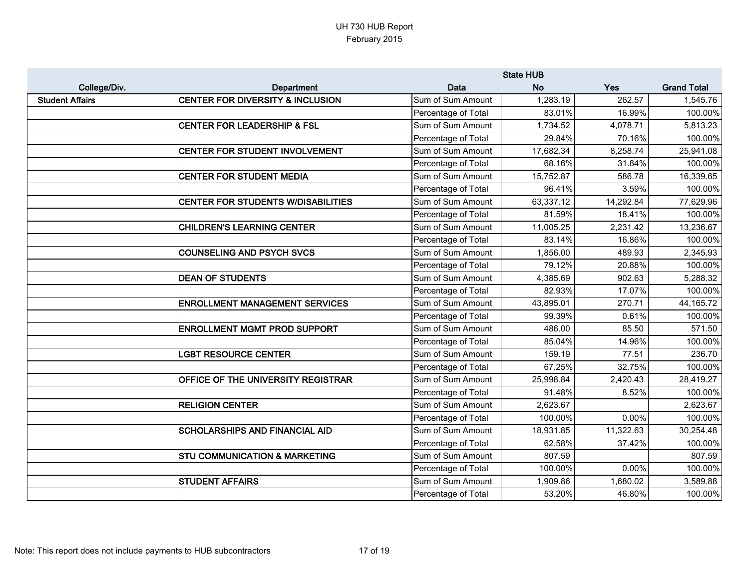UH 730 HUB Report
February 2015

| College/Div. | Department | Data | State HUB No | Yes | Grand Total |
|---|---|---|---|---|---|
| **Student Affairs** | **CENTER FOR DIVERSITY & INCLUSION** | Sum of Sum Amount | 1,283.19 | 262.57 | 1,545.76 |
| | | Percentage of Total | 83.01% | 16.99% | 100.00% |
| | **CENTER FOR LEADERSHIP & FSL** | Sum of Sum Amount | 1,734.52 | 4,078.71 | 5,813.23 |
| | | Percentage of Total | 29.84% | 70.16% | 100.00% |
| | **CENTER FOR STUDENT INVOLVEMENT** | Sum of Sum Amount | 17,682.34 | 8,258.74 | 25,941.08 |
| | | Percentage of Total | 68.16% | 31.84% | 100.00% |
| | **CENTER FOR STUDENT MEDIA** | Sum of Sum Amount | 15,752.87 | 586.78 | 16,339.65 |
| | | Percentage of Total | 96.41% | 3.59% | 100.00% |
| | **CENTER FOR STUDENTS W/DISABILITIES** | Sum of Sum Amount | 63,337.12 | 14,292.84 | 77,629.96 |
| | | Percentage of Total | 81.59% | 18.41% | 100.00% |
| | **CHILDREN'S LEARNING CENTER** | Sum of Sum Amount | 11,005.25 | 2,231.42 | 13,236.67 |
| | | Percentage of Total | 83.14% | 16.86% | 100.00% |
| | **COUNSELING AND PSYCH SVCS** | Sum of Sum Amount | 1,856.00 | 489.93 | 2,345.93 |
| | | Percentage of Total | 79.12% | 20.88% | 100.00% |
| | **DEAN OF STUDENTS** | Sum of Sum Amount | 4,385.69 | 902.63 | 5,288.32 |
| | | Percentage of Total | 82.93% | 17.07% | 100.00% |
| | **ENROLLMENT MANAGEMENT SERVICES** | Sum of Sum Amount | 43,895.01 | 270.71 | 44,165.72 |
| | | Percentage of Total | 99.39% | 0.61% | 100.00% |
| | **ENROLLMENT MGMT PROD SUPPORT** | Sum of Sum Amount | 486.00 | 85.50 | 571.50 |
| | | Percentage of Total | 85.04% | 14.96% | 100.00% |
| | **LGBT RESOURCE CENTER** | Sum of Sum Amount | 159.19 | 77.51 | 236.70 |
| | | Percentage of Total | 67.25% | 32.75% | 100.00% |
| | **OFFICE OF THE UNIVERSITY REGISTRAR** | Sum of Sum Amount | 25,998.84 | 2,420.43 | 28,419.27 |
| | | Percentage of Total | 91.48% | 8.52% | 100.00% |
| | **RELIGION CENTER** | Sum of Sum Amount | 2,623.67 | | 2,623.67 |
| | | Percentage of Total | 100.00% | 0.00% | 100.00% |
| | **SCHOLARSHIPS AND FINANCIAL AID** | Sum of Sum Amount | 18,931.85 | 11,322.63 | 30,254.48 |
| | | Percentage of Total | 62.58% | 37.42% | 100.00% |
| | **STU COMMUNICATION & MARKETING** | Sum of Sum Amount | 807.59 | | 807.59 |
| | | Percentage of Total | 100.00% | 0.00% | 100.00% |
| | **STUDENT AFFAIRS** | Sum of Sum Amount | 1,909.86 | 1,680.02 | 3,589.88 |
| | | Percentage of Total | 53.20% | 46.80% | 100.00% |

Note: This report does not include payments to HUB subcontractors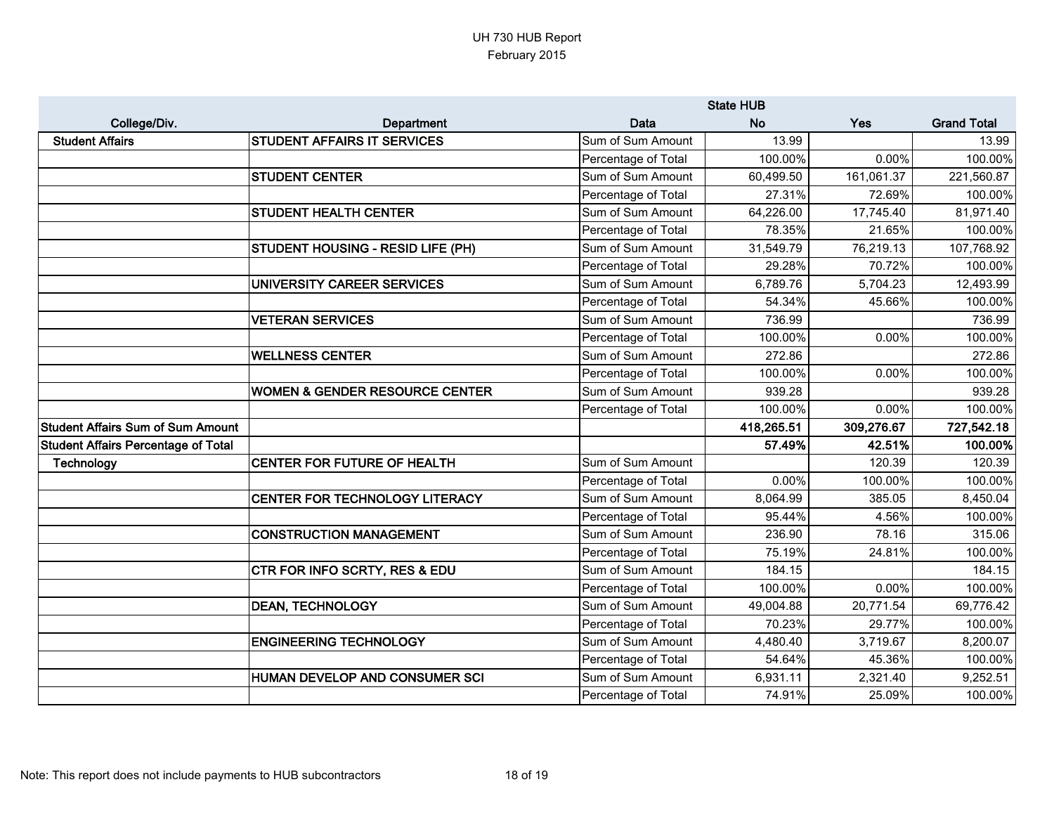UH 730 HUB Report
February 2015

| College/Div. | Department | Data | State HUB No | Yes | Grand Total |
|---|---|---|---|---|---|
| **Student Affairs** | **STUDENT AFFAIRS IT SERVICES** | Sum of Sum Amount | 13.99 | | 13.99 |
| | | Percentage of Total | 100.00% | 0.00% | 100.00% |
| | **STUDENT CENTER** | Sum of Sum Amount | 60,499.50 | 161,061.37 | 221,560.87 |
| | | Percentage of Total | 27.31% | 72.69% | 100.00% |
| | **STUDENT HEALTH CENTER** | Sum of Sum Amount | 64,226.00 | 17,745.40 | 81,971.40 |
| | | Percentage of Total | 78.35% | 21.65% | 100.00% |
| | **STUDENT HOUSING - RESID LIFE (PH)** | Sum of Sum Amount | 31,549.79 | 76,219.13 | 107,768.92 |
| | | Percentage of Total | 29.28% | 70.72% | 100.00% |
| | **UNIVERSITY CAREER SERVICES** | Sum of Sum Amount | 6,789.76 | 5,704.23 | 12,493.99 |
| | | Percentage of Total | 54.34% | 45.66% | 100.00% |
| | **VETERAN SERVICES** | Sum of Sum Amount | 736.99 | | 736.99 |
| | | Percentage of Total | 100.00% | 0.00% | 100.00% |
| | **WELLNESS CENTER** | Sum of Sum Amount | 272.86 | | 272.86 |
| | | Percentage of Total | 100.00% | 0.00% | 100.00% |
| | **WOMEN & GENDER RESOURCE CENTER** | Sum of Sum Amount | 939.28 | | 939.28 |
| | | Percentage of Total | 100.00% | 0.00% | 100.00% |
| **Student Affairs Sum of Sum Amount** | | | **418,265.51** | **309,276.67** | **727,542.18** |
| **Student Affairs Percentage of Total** | | | **57.49%** | **42.51%** | **100.00%** |
| **Technology** | **CENTER FOR FUTURE OF HEALTH** | Sum of Sum Amount | | 120.39 | 120.39 |
| | | Percentage of Total | 0.00% | 100.00% | 100.00% |
| | **CENTER FOR TECHNOLOGY LITERACY** | Sum of Sum Amount | 8,064.99 | 385.05 | 8,450.04 |
| | | Percentage of Total | 95.44% | 4.56% | 100.00% |
| | **CONSTRUCTION MANAGEMENT** | Sum of Sum Amount | 236.90 | 78.16 | 315.06 |
| | | Percentage of Total | 75.19% | 24.81% | 100.00% |
| | **CTR FOR INFO SCRTY, RES & EDU** | Sum of Sum Amount | 184.15 | | 184.15 |
| | | Percentage of Total | 100.00% | 0.00% | 100.00% |
| | **DEAN, TECHNOLOGY** | Sum of Sum Amount | 49,004.88 | 20,771.54 | 69,776.42 |
| | | Percentage of Total | 70.23% | 29.77% | 100.00% |
| | **ENGINEERING TECHNOLOGY** | Sum of Sum Amount | 4,480.40 | 3,719.67 | 8,200.07 |
| | | Percentage of Total | 54.64% | 45.36% | 100.00% |
| | **HUMAN DEVELOP AND CONSUMER SCI** | Sum of Sum Amount | 6,931.11 | 2,321.40 | 9,252.51 |
| | | Percentage of Total | 74.91% | 25.09% | 100.00% |

Note: This report does not include payments to HUB subcontractors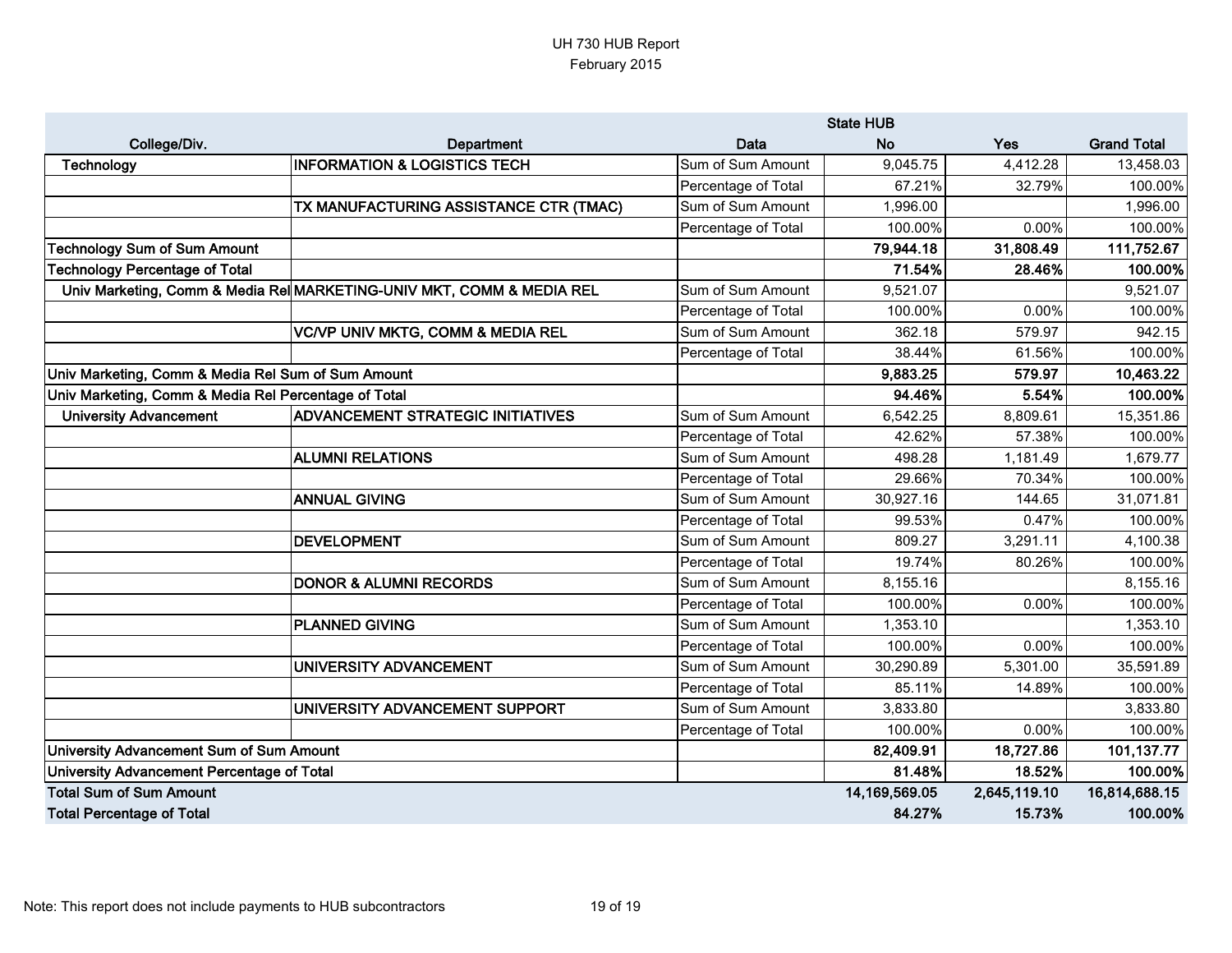UH 730 HUB Report
February 2015

| | | | State HUB | | |
|---|---|---|---|---|---|
| College/Div. | Department | Data | No | Yes | Grand Total |
| Technology | INFORMATION & LOGISTICS TECH | Sum of Sum Amount | 9,045.75 | 4,412.28 | 13,458.03 |
| | | Percentage of Total | 67.21% | 32.79% | 100.00% |
| | TX MANUFACTURING ASSISTANCE CTR (TMAC) | Sum of Sum Amount | 1,996.00 | | 1,996.00 |
| | | Percentage of Total | 100.00% | 0.00% | 100.00% |
| **Technology Sum of Sum Amount** | | | **79,944.18** | **31,808.49** | **111,752.67** |
| **Technology Percentage of Total** | | | **71.54%** | **28.46%** | **100.00%** |
| Univ Marketing, Comm & Media Rel | MARKETING-UNIV MKT, COMM & MEDIA REL | Sum of Sum Amount | 9,521.07 | | 9,521.07 |
| | | Percentage of Total | 100.00% | 0.00% | 100.00% |
| | VC/VP UNIV MKTG, COMM & MEDIA REL | Sum of Sum Amount | 362.18 | 579.97 | 942.15 |
| | | Percentage of Total | 38.44% | 61.56% | 100.00% |
| **Univ Marketing, Comm & Media Rel Sum of Sum Amount** | | | **9,883.25** | **579.97** | **10,463.22** |
| **Univ Marketing, Comm & Media Rel Percentage of Total** | | | **94.46%** | **5.54%** | **100.00%** |
| University Advancement | ADVANCEMENT STRATEGIC INITIATIVES | Sum of Sum Amount | 6,542.25 | 8,809.61 | 15,351.86 |
| | | Percentage of Total | 42.62% | 57.38% | 100.00% |
| | ALUMNI RELATIONS | Sum of Sum Amount | 498.28 | 1,181.49 | 1,679.77 |
| | | Percentage of Total | 29.66% | 70.34% | 100.00% |
| | ANNUAL GIVING | Sum of Sum Amount | 30,927.16 | 144.65 | 31,071.81 |
| | | Percentage of Total | 99.53% | 0.47% | 100.00% |
| | DEVELOPMENT | Sum of Sum Amount | 809.27 | 3,291.11 | 4,100.38 |
| | | Percentage of Total | 19.74% | 80.26% | 100.00% |
| | DONOR & ALUMNI RECORDS | Sum of Sum Amount | 8,155.16 | | 8,155.16 |
| | | Percentage of Total | 100.00% | 0.00% | 100.00% |
| | PLANNED GIVING | Sum of Sum Amount | 1,353.10 | | 1,353.10 |
| | | Percentage of Total | 100.00% | 0.00% | 100.00% |
| | UNIVERSITY ADVANCEMENT | Sum of Sum Amount | 30,290.89 | 5,301.00 | 35,591.89 |
| | | Percentage of Total | 85.11% | 14.89% | 100.00% |
| | UNIVERSITY ADVANCEMENT SUPPORT | Sum of Sum Amount | 3,833.80 | | 3,833.80 |
| | | Percentage of Total | 100.00% | 0.00% | 100.00% |
| **University Advancement Sum of Sum Amount** | | | **82,409.91** | **18,727.86** | **101,137.77** |
| **University Advancement Percentage of Total** | | | **81.48%** | **18.52%** | **100.00%** |
| **Total Sum of Sum Amount** | | | **14,169,569.05** | **2,645,119.10** | **16,814,688.15** |
| **Total Percentage of Total** | | | **84.27%** | **15.73%** | **100.00%** |

Note: This report does not include payments to HUB subcontractors